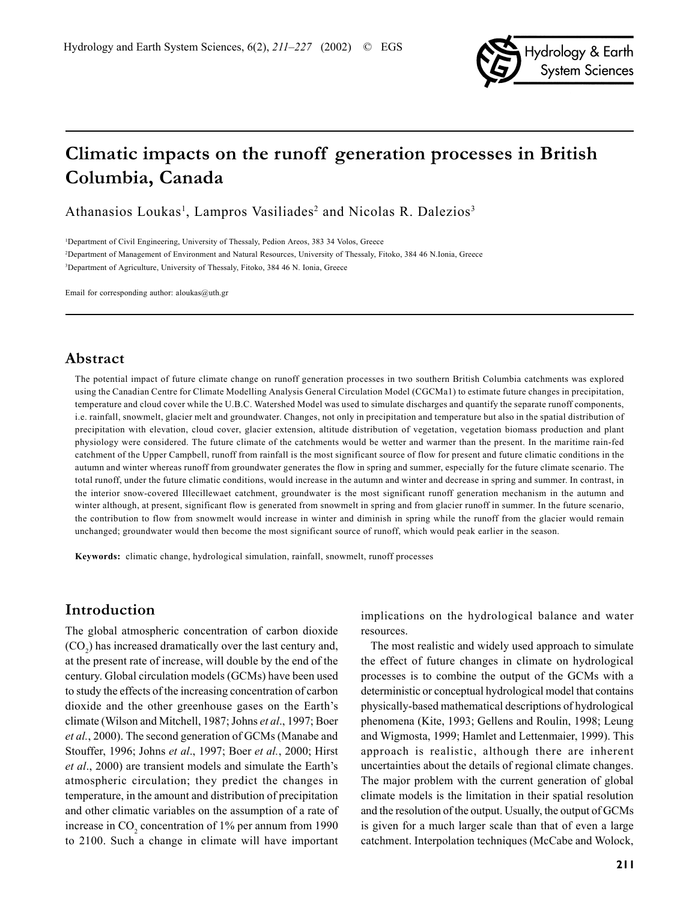# Climatic impacts on the runoff generation processes in British Columbia, Canada

Athanasios Loukas[1], Lampros Vasiliades[2] and Nicolas R. Dalezios[3]

[1]Department of Civil Engineering, University of Thessaly, Pedion Areos, 383 34 Volos, Greece

[2]Department of Management of Environment and Natural Resources, University of Thessaly, Fitoko, 384 46 N.Ionia, Greece

[3]Department of Agriculture, University of Thessaly, Fitoko, 384 46 N. Ionia, Greece

Email for corresponding author: aloukas@uth.gr

## Abstract

The potential impact of future climate change on runoff generation processes in two southern British Columbia catchments was explored using the Canadian Centre for Climate Modelling Analysis General Circulation Model (CGCMa1) to estimate future changes in precipitation, temperature and cloud cover while the U.B.C. Watershed Model was used to simulate discharges and quantify the separate runoff components, i.e. rainfall, snowmelt, glacier melt and groundwater. Changes, not only in precipitation and temperature but also in the spatial distribution of precipitation with elevation, cloud cover, glacier extension, altitude distribution of vegetation, vegetation biomass production and plant physiology were considered. The future climate of the catchments would be wetter and warmer than the present. In the maritime rain-fed catchment of the Upper Campbell, runoff from rainfall is the most significant source of flow for present and future climatic conditions in the autumn and winter whereas runoff from groundwater generates the flow in spring and summer, especially for the future climate scenario. The total runoff, under the future climatic conditions, would increase in the autumn and winter and decrease in spring and summer. In contrast, in the interior snow-covered Illecillewaet catchment, groundwater is the most significant runoff generation mechanism in the autumn and winter although, at present, significant flow is generated from snowmelt in spring and from glacier runoff in summer. In the future scenario, the contribution to flow from snowmelt would increase in winter and diminish in spring while the runoff from the glacier would remain unchanged; groundwater would then become the most significant source of runoff, which would peak earlier in the season.

**Keywords:** climatic change, hydrological simulation, rainfall, snowmelt, runoff processes

## Introduction

The global atmospheric concentration of carbon dioxide ($CO_2$) has increased dramatically over the last century and, at the present rate of increase, will double by the end of the century. Global circulation models (GCMs) have been used to study the effects of the increasing concentration of carbon dioxide and the other greenhouse gases on the Earth's climate (Wilson and Mitchell, 1987; Johns *et al*., 1997; Boer *et al.*, 2000). The second generation of GCMs (Manabe and Stouffer, 1996; Johns *et al*., 1997; Boer *et al.*, 2000; Hirst *et al*., 2000) are transient models and simulate the Earth's atmospheric circulation; they predict the changes in temperature, in the amount and distribution of precipitation and other climatic variables on the assumption of a rate of increase in $CO_2$ concentration of 1% per annum from 1990 to 2100. Such a change in climate will have important implications on the hydrological balance and water resources.

The most realistic and widely used approach to simulate the effect of future changes in climate on hydrological processes is to combine the output of the GCMs with a deterministic or conceptual hydrological model that contains physically-based mathematical descriptions of hydrological phenomena (Kite, 1993; Gellens and Roulin, 1998; Leung and Wigmosta, 1999; Hamlet and Lettenmaier, 1999). This approach is realistic, although there are inherent uncertainties about the details of regional climate changes. The major problem with the current generation of global climate models is the limitation in their spatial resolution and the resolution of the output. Usually, the output of GCMs is given for a much larger scale than that of even a large catchment. Interpolation techniques (McCabe and Wolock,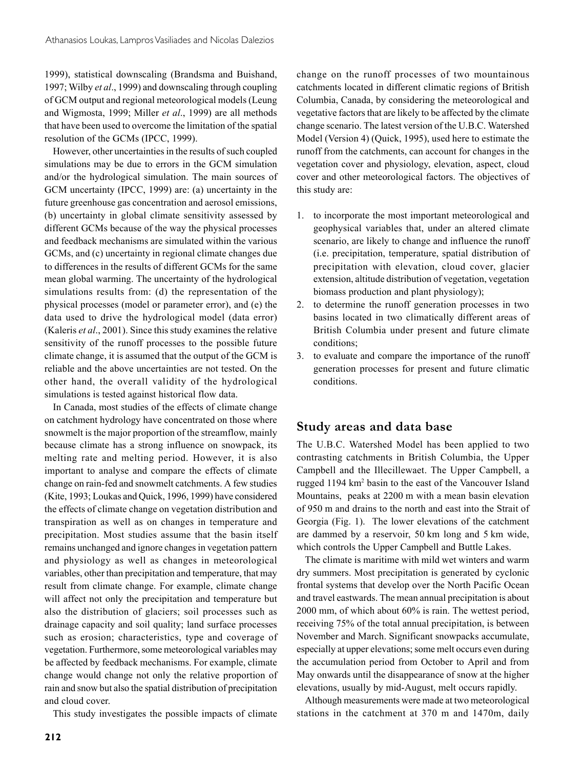1999), statistical downscaling (Brandsma and Buishand, 1997; Wilby *et al*., 1999) and downscaling through coupling of GCM output and regional meteorological models (Leung and Wigmosta, 1999; Miller *et al*., 1999) are all methods that have been used to overcome the limitation of the spatial resolution of the GCMs (IPCC, 1999).

However, other uncertainties in the results of such coupled simulations may be due to errors in the GCM simulation and/or the hydrological simulation. The main sources of GCM uncertainty (IPCC, 1999) are: (a) uncertainty in the future greenhouse gas concentration and aerosol emissions, (b) uncertainty in global climate sensitivity assessed by different GCMs because of the way the physical processes and feedback mechanisms are simulated within the various GCMs, and (c) uncertainty in regional climate changes due to differences in the results of different GCMs for the same mean global warming. The uncertainty of the hydrological simulations results from: (d) the representation of the physical processes (model or parameter error), and (e) the data used to drive the hydrological model (data error) (Kaleris *et al*., 2001). Since this study examines the relative sensitivity of the runoff processes to the possible future climate change, it is assumed that the output of the GCM is reliable and the above uncertainties are not tested. On the other hand, the overall validity of the hydrological simulations is tested against historical flow data.

In Canada, most studies of the effects of climate change on catchment hydrology have concentrated on those where snowmelt is the major proportion of the streamflow, mainly because climate has a strong influence on snowpack, its melting rate and melting period. However, it is also important to analyse and compare the effects of climate change on rain-fed and snowmelt catchments. A few studies (Kite, 1993; Loukas and Quick, 1996, 1999) have considered the effects of climate change on vegetation distribution and transpiration as well as on changes in temperature and precipitation. Most studies assume that the basin itself remains unchanged and ignore changes in vegetation pattern and physiology as well as changes in meteorological variables, other than precipitation and temperature, that may result from climate change. For example, climate change will affect not only the precipitation and temperature but also the distribution of glaciers; soil processes such as drainage capacity and soil quality; land surface processes such as erosion; characteristics, type and coverage of vegetation. Furthermore, some meteorological variables may be affected by feedback mechanisms. For example, climate change would change not only the relative proportion of rain and snow but also the spatial distribution of precipitation and cloud cover.

This study investigates the possible impacts of climate change on the runoff processes of two mountainous catchments located in different climatic regions of British Columbia, Canada, by considering the meteorological and vegetative factors that are likely to be affected by the climate change scenario. The latest version of the U.B.C. Watershed Model (Version 4) (Quick, 1995), used here to estimate the runoff from the catchments, can account for changes in the vegetation cover and physiology, elevation, aspect, cloud cover and other meteorological factors. The objectives of this study are:

1. to incorporate the most important meteorological and geophysical variables that, under an altered climate scenario, are likely to change and influence the runoff (i.e. precipitation, temperature, spatial distribution of precipitation with elevation, cloud cover, glacier extension, altitude distribution of vegetation, vegetation biomass production and plant physiology);
2. to determine the runoff generation processes in two basins located in two climatically different areas of British Columbia under present and future climate conditions;
3. to evaluate and compare the importance of the runoff generation processes for present and future climatic conditions.

## Study areas and data base

The U.B.C. Watershed Model has been applied to two contrasting catchments in British Columbia, the Upper Campbell and the Illecillewaet. The Upper Campbell, a rugged 1194 km$^2$ basin to the east of the Vancouver Island Mountains, peaks at 2200 m with a mean basin elevation of 950 m and drains to the north and east into the Strait of Georgia (Fig. 1). The lower elevations of the catchment are dammed by a reservoir, 50 km long and 5 km wide, which controls the Upper Campbell and Buttle Lakes.

The climate is maritime with mild wet winters and warm dry summers. Most precipitation is generated by cyclonic frontal systems that develop over the North Pacific Ocean and travel eastwards. The mean annual precipitation is about 2000 mm, of which about 60% is rain. The wettest period, receiving 75% of the total annual precipitation, is between November and March. Significant snowpacks accumulate, especially at upper elevations; some melt occurs even during the accumulation period from October to April and from May onwards until the disappearance of snow at the higher elevations, usually by mid-August, melt occurs rapidly.

Although measurements were made at two meteorological stations in the catchment at 370 m and 1470m, daily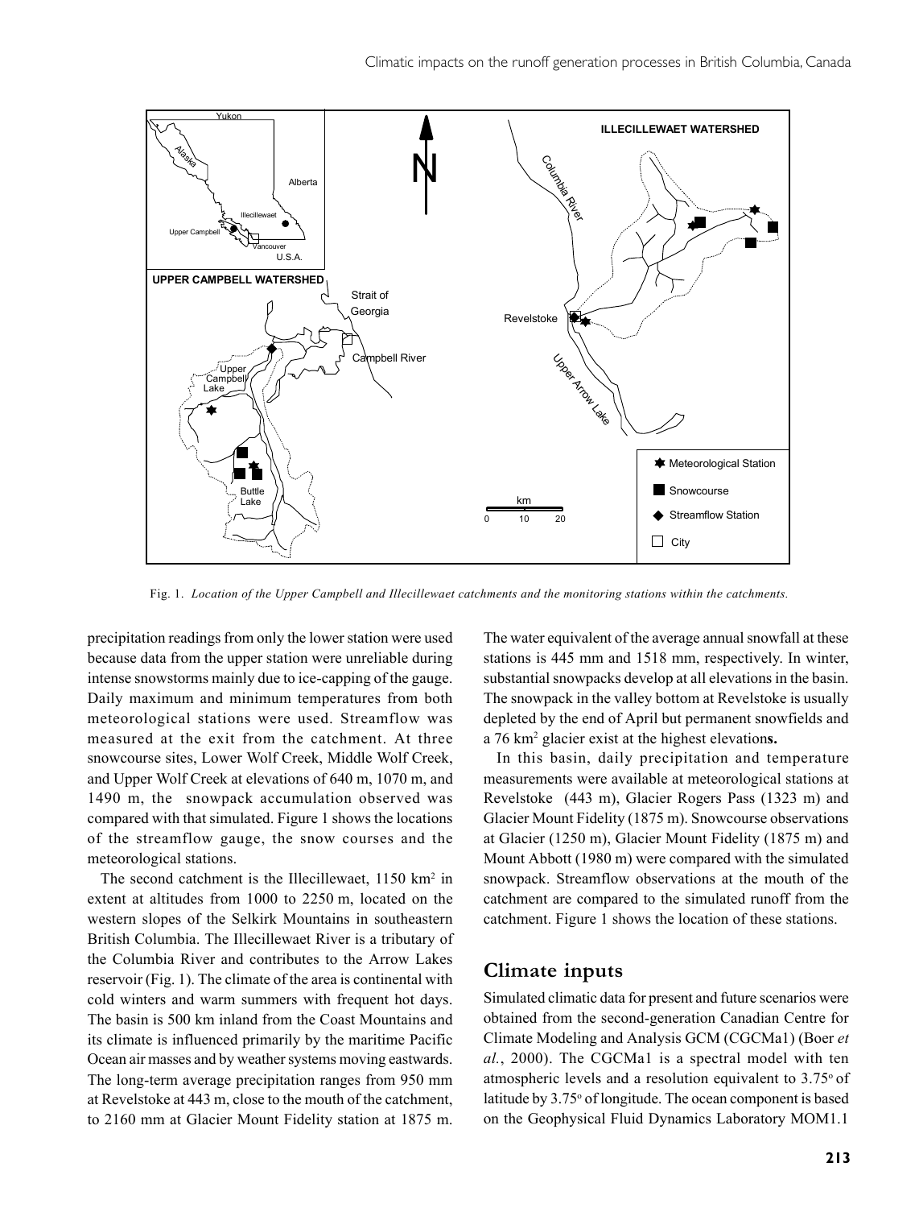Yukon

Alaska

Alberta

Illecillewaet

Upper Campbell

Vancouver

U.S.A.

N

ILLECILLEWAET WATERSHED

Columbia River

UPPER CAMPBELL WATERSHED

Strait of Georgia

Revelstoke

Campbell River

Upper Campbell Lake

Upper Arrow Lake

Meteorological Station

Snowcourse

Streamflow Station

City

Buttle Lake

km

0 10 20

Fig. 1. *Location of the Upper Campbell and Illecillewaet catchments and the monitoring stations within the catchments.*

precipitation readings from only the lower station were used because data from the upper station were unreliable during intense snowstorms mainly due to ice-capping of the gauge. Daily maximum and minimum temperatures from both meteorological stations were used. Streamflow was measured at the exit from the catchment. At three snowcourse sites, Lower Wolf Creek, Middle Wolf Creek, and Upper Wolf Creek at elevations of 640 m, 1070 m, and 1490 m, the snowpack accumulation observed was compared with that simulated. Figure 1 shows the locations of the streamflow gauge, the snow courses and the meteorological stations.

The second catchment is the Illecillewaet, 1150 km$^2$ in extent at altitudes from 1000 to 2250 m, located on the western slopes of the Selkirk Mountains in southeastern British Columbia. The Illecillewaet River is a tributary of the Columbia River and contributes to the Arrow Lakes reservoir (Fig. 1). The climate of the area is continental with cold winters and warm summers with frequent hot days. The basin is 500 km inland from the Coast Mountains and its climate is influenced primarily by the maritime Pacific Ocean air masses and by weather systems moving eastwards. The long-term average precipitation ranges from 950 mm at Revelstoke at 443 m, close to the mouth of the catchment, to 2160 mm at Glacier Mount Fidelity station at 1875 m. The water equivalent of the average annual snowfall at these stations is 445 mm and 1518 mm, respectively. In winter, substantial snowpacks develop at all elevations in the basin. The snowpack in the valley bottom at Revelstoke is usually depleted by the end of April but permanent snowfields and a 76 km$^2$ glacier exist at the highest elevations.

In this basin, daily precipitation and temperature measurements were available at meteorological stations at Revelstoke (443 m), Glacier Rogers Pass (1323 m) and Glacier Mount Fidelity (1875 m). Snowcourse observations at Glacier (1250 m), Glacier Mount Fidelity (1875 m) and Mount Abbott (1980 m) were compared with the simulated snowpack. Streamflow observations at the mouth of the catchment are compared to the simulated runoff from the catchment. Figure 1 shows the location of these stations.

## Climate inputs

Simulated climatic data for present and future scenarios were obtained from the second-generation Canadian Centre for Climate Modeling and Analysis GCM (CGCMa1) (Boer *et al.*, 2000). The CGCMa1 is a spectral model with ten atmospheric levels and a resolution equivalent to 3.75$^o$ of latitude by 3.75$^o$ of longitude. The ocean component is based on the Geophysical Fluid Dynamics Laboratory MOM1.1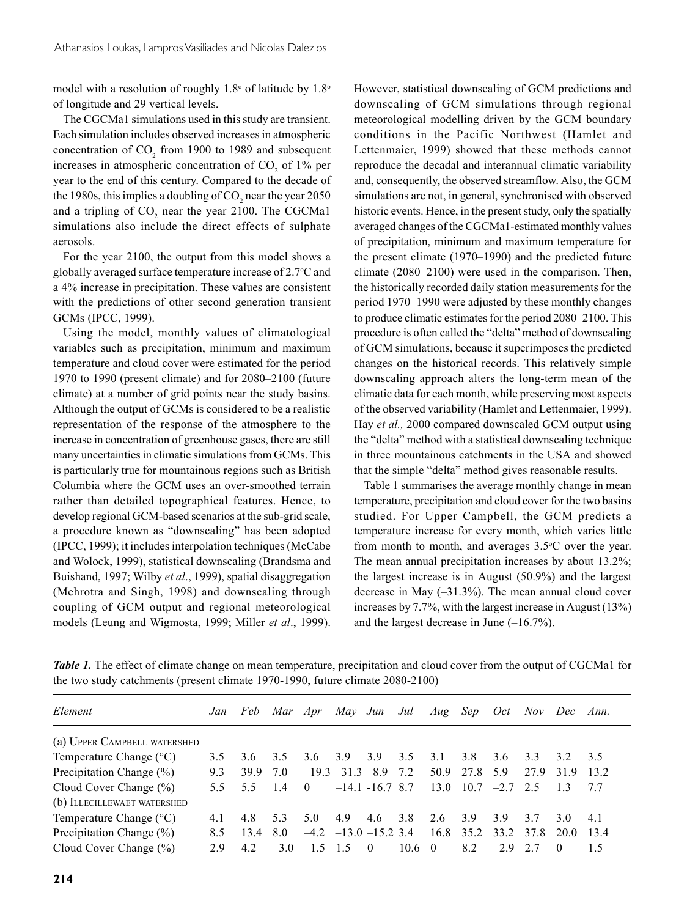model with a resolution of roughly 1.8° of latitude by 1.8° of longitude and 29 vertical levels.

The CGCMa1 simulations used in this study are transient. Each simulation includes observed increases in atmospheric concentration of $CO_2$ from 1900 to 1989 and subsequent increases in atmospheric concentration of $CO_2$ of 1% per year to the end of this century. Compared to the decade of the 1980s, this implies a doubling of $CO_2$ near the year 2050 and a tripling of $CO_2$ near the year 2100. The CGCMa1 simulations also include the direct effects of sulphate aerosols.

For the year 2100, the output from this model shows a globally averaged surface temperature increase of 2.7°C and a 4% increase in precipitation. These values are consistent with the predictions of other second generation transient GCMs (IPCC, 1999).

Using the model, monthly values of climatological variables such as precipitation, minimum and maximum temperature and cloud cover were estimated for the period 1970 to 1990 (present climate) and for 2080–2100 (future climate) at a number of grid points near the study basins. Although the output of GCMs is considered to be a realistic representation of the response of the atmosphere to the increase in concentration of greenhouse gases, there are still many uncertainties in climatic simulations from GCMs. This is particularly true for mountainous regions such as British Columbia where the GCM uses an over-smoothed terrain rather than detailed topographical features. Hence, to develop regional GCM-based scenarios at the sub-grid scale, a procedure known as "downscaling" has been adopted (IPCC, 1999); it includes interpolation techniques (McCabe and Wolock, 1999), statistical downscaling (Brandsma and Buishand, 1997; Wilby *et al*., 1999), spatial disaggregation (Mehrotra and Singh, 1998) and downscaling through coupling of GCM output and regional meteorological models (Leung and Wigmosta, 1999; Miller *et al*., 1999). However, statistical downscaling of GCM predictions and downscaling of GCM simulations through regional meteorological modelling driven by the GCM boundary conditions in the Pacific Northwest (Hamlet and Lettenmaier, 1999) showed that these methods cannot reproduce the decadal and interannual climatic variability and, consequently, the observed streamflow. Also, the GCM simulations are not, in general, synchronised with observed historic events. Hence, in the present study, only the spatially averaged changes of the CGCMa1-estimated monthly values of precipitation, minimum and maximum temperature for the present climate (1970–1990) and the predicted future climate (2080–2100) were used in the comparison. Then, the historically recorded daily station measurements for the period 1970–1990 were adjusted by these monthly changes to produce climatic estimates for the period 2080–2100. This procedure is often called the "delta" method of downscaling of GCM simulations, because it superimposes the predicted changes on the historical records. This relatively simple downscaling approach alters the long-term mean of the climatic data for each month, while preserving most aspects of the observed variability (Hamlet and Lettenmaier, 1999). Hay *et al.,* 2000 compared downscaled GCM output using the "delta" method with a statistical downscaling technique in three mountainous catchments in the USA and showed that the simple "delta" method gives reasonable results.

Table 1 summarises the average monthly change in mean temperature, precipitation and cloud cover for the two basins studied. For Upper Campbell, the GCM predicts a temperature increase for every month, which varies little from month to month, and averages 3.5°C over the year. The mean annual precipitation increases by about 13.2%; the largest increase is in August (50.9%) and the largest decrease in May (–31.3%). The mean annual cloud cover increases by 7.7%, with the largest increase in August (13%) and the largest decrease in June (–16.7%).

***Table 1.*** The effect of climate change on mean temperature, precipitation and cloud cover from the output of CGCMa1 for the two study catchments (present climate 1970-1990, future climate 2080-2100)

| *Element* | *Jan* | *Feb* | *Mar* | *Apr* | *May* | *Jun* | *Jul* | *Aug* | *Sep* | *Oct* | *Nov* | *Dec* | *Ann.* |
|---|---|---|---|---|---|---|---|---|---|---|---|---|---|
| (a) Upper Campbell watershed | | | | | | | | | | | | | |
| Temperature Change (°C) | 3.5 | 3.6 | 3.5 | 3.6 | 3.9 | 3.9 | 3.5 | 3.1 | 3.8 | 3.6 | 3.3 | 3.2 | 3.5 |
| Precipitation Change (%) | 9.3 | 39.9 | 7.0 | –19.3 | –31.3 | –8.9 | 7.2 | 50.9 | 27.8 | 5.9 | 27.9 | 31.9 | 13.2 |
| Cloud Cover Change (%) | 5.5 | 5.5 | 1.4 | 0 | –14.1 | -16.7 | 8.7 | 13.0 | 10.7 | –2.7 | 2.5 | 1.3 | 7.7 |
| (b) Illecillewaet watershed | | | | | | | | | | | | | |
| Temperature Change (°C) | 4.1 | 4.8 | 5.3 | 5.0 | 4.9 | 4.6 | 3.8 | 2.6 | 3.9 | 3.9 | 3.7 | 3.0 | 4.1 |
| Precipitation Change (%) | 8.5 | 13.4 | 8.0 | –4.2 | –13.0 | –15.2 | 3.4 | 16.8 | 35.2 | 33.2 | 37.8 | 20.0 | 13.4 |
| Cloud Cover Change (%) | 2.9 | 4.2 | –3.0 | –1.5 | 1.5 | 0 | 10.6 | 0 | 8.2 | –2.9 | 2.7 | 0 | 1.5 |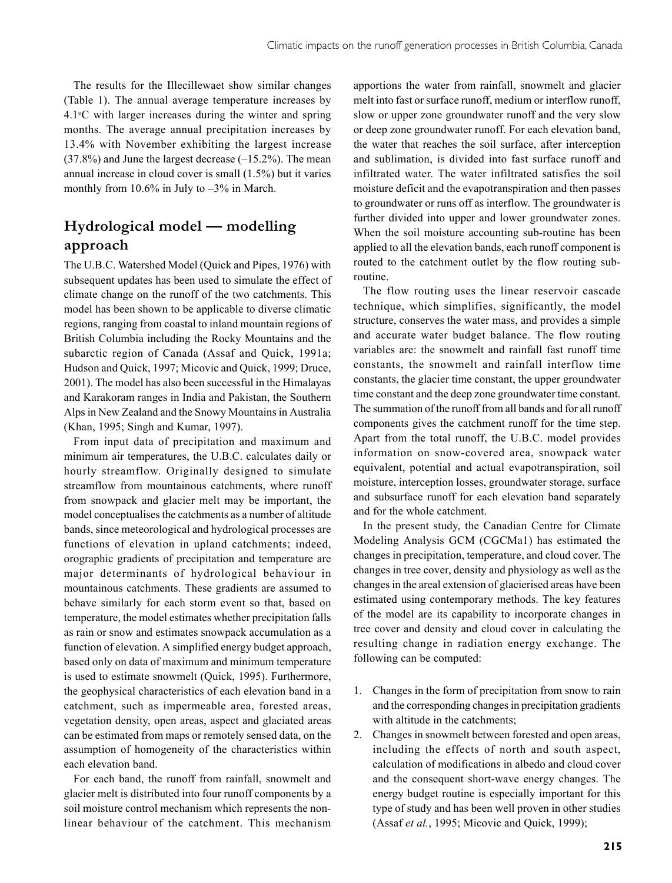The results for the Illecillewaet show similar changes (Table 1). The annual average temperature increases by 4.1°C with larger increases during the winter and spring months. The average annual precipitation increases by 13.4% with November exhibiting the largest increase (37.8%) and June the largest decrease (–15.2%). The mean annual increase in cloud cover is small (1.5%) but it varies monthly from 10.6% in July to –3% in March.

## Hydrological model — modelling approach

The U.B.C. Watershed Model (Quick and Pipes, 1976) with subsequent updates has been used to simulate the effect of climate change on the runoff of the two catchments. This model has been shown to be applicable to diverse climatic regions, ranging from coastal to inland mountain regions of British Columbia including the Rocky Mountains and the subarctic region of Canada (Assaf and Quick, 1991a; Hudson and Quick, 1997; Micovic and Quick, 1999; Druce, 2001). The model has also been successful in the Himalayas and Karakoram ranges in India and Pakistan, the Southern Alps in New Zealand and the Snowy Mountains in Australia (Khan, 1995; Singh and Kumar, 1997).

From input data of precipitation and maximum and minimum air temperatures, the U.B.C. calculates daily or hourly streamflow. Originally designed to simulate streamflow from mountainous catchments, where runoff from snowpack and glacier melt may be important, the model conceptualises the catchments as a number of altitude bands, since meteorological and hydrological processes are functions of elevation in upland catchments; indeed, orographic gradients of precipitation and temperature are major determinants of hydrological behaviour in mountainous catchments. These gradients are assumed to behave similarly for each storm event so that, based on temperature, the model estimates whether precipitation falls as rain or snow and estimates snowpack accumulation as a function of elevation. A simplified energy budget approach, based only on data of maximum and minimum temperature is used to estimate snowmelt (Quick, 1995). Furthermore, the geophysical characteristics of each elevation band in a catchment, such as impermeable area, forested areas, vegetation density, open areas, aspect and glaciated areas can be estimated from maps or remotely sensed data, on the assumption of homogeneity of the characteristics within each elevation band.

For each band, the runoff from rainfall, snowmelt and glacier melt is distributed into four runoff components by a soil moisture control mechanism which represents the non-linear behaviour of the catchment. This mechanism apportions the water from rainfall, snowmelt and glacier melt into fast or surface runoff, medium or interflow runoff, slow or upper zone groundwater runoff and the very slow or deep zone groundwater runoff. For each elevation band, the water that reaches the soil surface, after interception and sublimation, is divided into fast surface runoff and infiltrated water. The water infiltrated satisfies the soil moisture deficit and the evapotranspiration and then passes to groundwater or runs off as interflow. The groundwater is further divided into upper and lower groundwater zones. When the soil moisture accounting sub-routine has been applied to all the elevation bands, each runoff component is routed to the catchment outlet by the flow routing sub-routine.

The flow routing uses the linear reservoir cascade technique, which simplifies, significantly, the model structure, conserves the water mass, and provides a simple and accurate water budget balance. The flow routing variables are: the snowmelt and rainfall fast runoff time constants, the snowmelt and rainfall interflow time constants, the glacier time constant, the upper groundwater time constant and the deep zone groundwater time constant. The summation of the runoff from all bands and for all runoff components gives the catchment runoff for the time step. Apart from the total runoff, the U.B.C. model provides information on snow-covered area, snowpack water equivalent, potential and actual evapotranspiration, soil moisture, interception losses, groundwater storage, surface and subsurface runoff for each elevation band separately and for the whole catchment.

In the present study, the Canadian Centre for Climate Modeling Analysis GCM (CGCMa1) has estimated the changes in precipitation, temperature, and cloud cover. The changes in tree cover, density and physiology as well as the changes in the areal extension of glacierised areas have been estimated using contemporary methods. The key features of the model are its capability to incorporate changes in tree cover and density and cloud cover in calculating the resulting change in radiation energy exchange. The following can be computed:

1. Changes in the form of precipitation from snow to rain and the corresponding changes in precipitation gradients with altitude in the catchments;
2. Changes in snowmelt between forested and open areas, including the effects of north and south aspect, calculation of modifications in albedo and cloud cover and the consequent short-wave energy changes. The energy budget routine is especially important for this type of study and has been well proven in other studies (Assaf *et al.*, 1995; Micovic and Quick, 1999);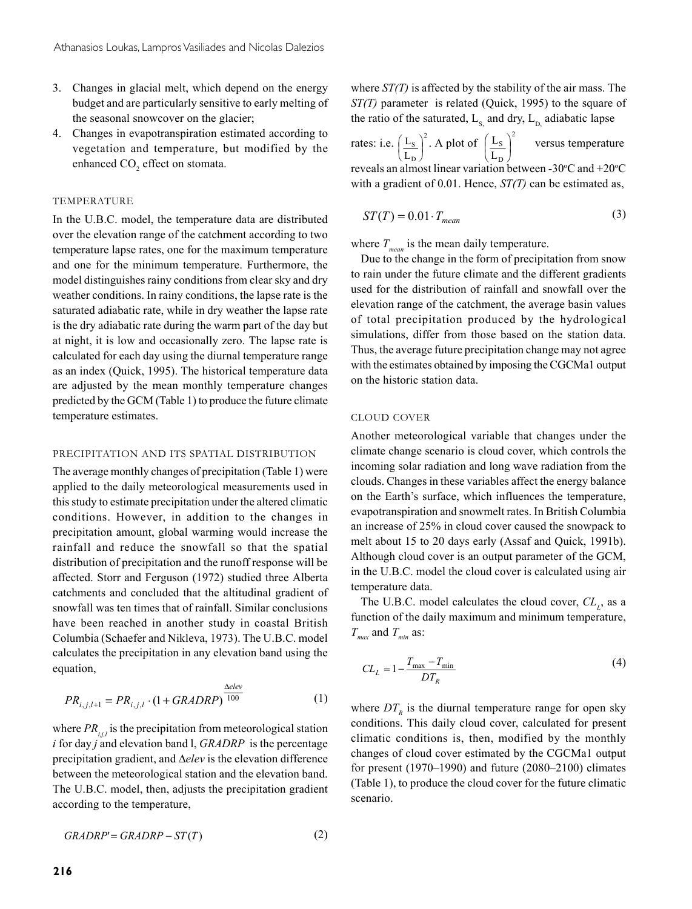3. Changes in glacial melt, which depend on the energy budget and are particularly sensitive to early melting of the seasonal snowcover on the glacier;
4. Changes in evapotranspiration estimated according to vegetation and temperature, but modified by the enhanced $CO_2$ effect on stomata.

### TEMPERATURE

In the U.B.C. model, the temperature data are distributed over the elevation range of the catchment according to two temperature lapse rates, one for the maximum temperature and one for the minimum temperature. Furthermore, the model distinguishes rainy conditions from clear sky and dry weather conditions. In rainy conditions, the lapse rate is the saturated adiabatic rate, while in dry weather the lapse rate is the dry adiabatic rate during the warm part of the day but at night, it is low and occasionally zero. The lapse rate is calculated for each day using the diurnal temperature range as an index (Quick, 1995). The historical temperature data are adjusted by the mean monthly temperature changes predicted by the GCM (Table 1) to produce the future climate temperature estimates.

### PRECIPITATION AND ITS SPATIAL DISTRIBUTION

The average monthly changes of precipitation (Table 1) were applied to the daily meteorological measurements used in this study to estimate precipitation under the altered climatic conditions. However, in addition to the changes in precipitation amount, global warming would increase the rainfall and reduce the snowfall so that the spatial distribution of precipitation and the runoff response will be affected. Storr and Ferguson (1972) studied three Alberta catchments and concluded that the altitudinal gradient of snowfall was ten times that of rainfall. Similar conclusions have been reached in another study in coastal British Columbia (Schaefer and Nikleva, 1973). The U.B.C. model calculates the precipitation in any elevation band using the equation,

$$PR_{i,j,l+1} = PR_{i,j,l} \cdot (1 + GRADRP)^{\frac{\Delta elev}{100}} \tag{1}$$

where $PR_{i,j,l}$ is the precipitation from meteorological station $i$ for day $j$ and elevation band l, $GRADRP$ is the percentage precipitation gradient, and $\Delta elev$ is the elevation difference between the meteorological station and the elevation band. The U.B.C. model, then, adjusts the precipitation gradient according to the temperature,

$$GRADRP' = GRADRP - ST(T) \tag{2}$$

where $ST(T)$ is affected by the stability of the air mass. The $ST(T)$ parameter is related (Quick, 1995) to the square of the ratio of the saturated, $L_S$ and dry, $L_D$ adiabatic lapse rates: i.e. $\left(\frac{L_S}{L_D}\right)^2$. A plot of $\left(\frac{L_S}{L_D}\right)^2$ versus temperature reveals an almost linear variation between -30°C and +20°C with a gradient of 0.01. Hence, $ST(T)$ can be estimated as,

$$ST(T) = 0.01 \cdot T_{mean} \tag{3}$$

where $T_{mean}$ is the mean daily temperature.

Due to the change in the form of precipitation from snow to rain under the future climate and the different gradients used for the distribution of rainfall and snowfall over the elevation range of the catchment, the average basin values of total precipitation produced by the hydrological simulations, differ from those based on the station data. Thus, the average future precipitation change may not agree with the estimates obtained by imposing the CGCMa1 output on the historic station data.

### CLOUD COVER

Another meteorological variable that changes under the climate change scenario is cloud cover, which controls the incoming solar radiation and long wave radiation from the clouds. Changes in these variables affect the energy balance on the Earth's surface, which influences the temperature, evapotranspiration and snowmelt rates. In British Columbia an increase of 25% in cloud cover caused the snowpack to melt about 15 to 20 days early (Assaf and Quick, 1991b). Although cloud cover is an output parameter of the GCM, in the U.B.C. model the cloud cover is calculated using air temperature data.

The U.B.C. model calculates the cloud cover, $CL_L$, as a function of the daily maximum and minimum temperature, $T_{max}$ and $T_{min}$ as:

$$CL_L = 1 - \frac{T_{max} - T_{min}}{DT_R} \tag{4}$$

where $DT_R$ is the diurnal temperature range for open sky conditions. This daily cloud cover, calculated for present climatic conditions is, then, modified by the monthly changes of cloud cover estimated by the CGCMa1 output for present (1970–1990) and future (2080–2100) climates (Table 1), to produce the cloud cover for the future climatic scenario.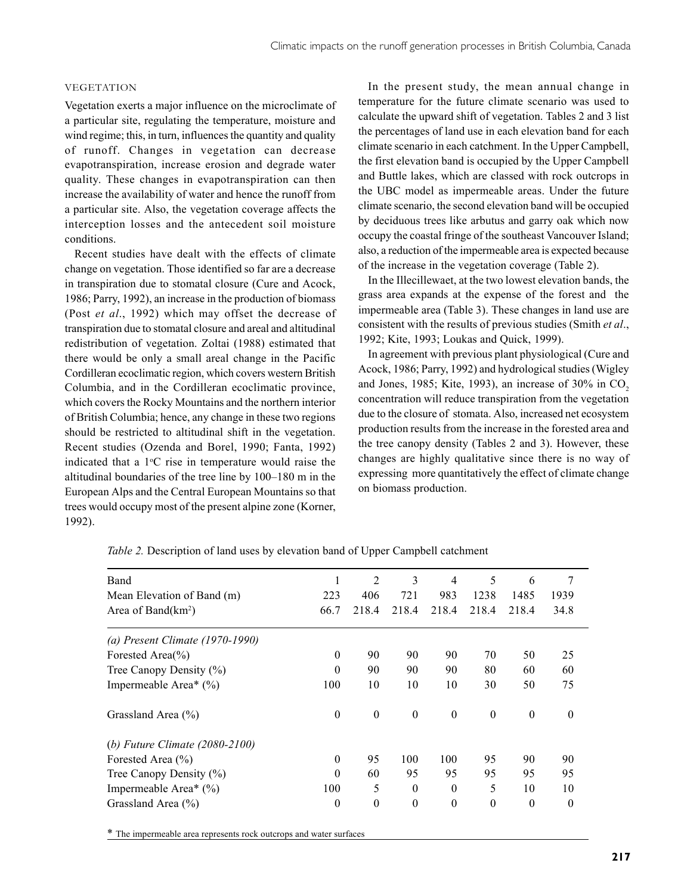### VEGETATION

Vegetation exerts a major influence on the microclimate of a particular site, regulating the temperature, moisture and wind regime; this, in turn, influences the quantity and quality of runoff. Changes in vegetation can decrease evapotranspiration, increase erosion and degrade water quality. These changes in evapotranspiration can then increase the availability of water and hence the runoff from a particular site. Also, the vegetation coverage affects the interception losses and the antecedent soil moisture conditions.

Recent studies have dealt with the effects of climate change on vegetation. Those identified so far are a decrease in transpiration due to stomatal closure (Cure and Acock, 1986; Parry, 1992), an increase in the production of biomass (Post *et al*., 1992) which may offset the decrease of transpiration due to stomatal closure and areal and altitudinal redistribution of vegetation. Zoltai (1988) estimated that there would be only a small areal change in the Pacific Cordilleran ecoclimatic region, which covers western British Columbia, and in the Cordilleran ecoclimatic province, which covers the Rocky Mountains and the northern interior of British Columbia; hence, any change in these two regions should be restricted to altitudinal shift in the vegetation. Recent studies (Ozenda and Borel, 1990; Fanta, 1992) indicated that a 1°C rise in temperature would raise the altitudinal boundaries of the tree line by 100–180 m in the European Alps and the Central European Mountains so that trees would occupy most of the present alpine zone (Korner, 1992).

In the present study, the mean annual change in temperature for the future climate scenario was used to calculate the upward shift of vegetation. Tables 2 and 3 list the percentages of land use in each elevation band for each climate scenario in each catchment. In the Upper Campbell, the first elevation band is occupied by the Upper Campbell and Buttle lakes, which are classed with rock outcrops in the UBC model as impermeable areas. Under the future climate scenario, the second elevation band will be occupied by deciduous trees like arbutus and garry oak which now occupy the coastal fringe of the southeast Vancouver Island; also, a reduction of the impermeable area is expected because of the increase in the vegetation coverage (Table 2).

In the Illecillewaet, at the two lowest elevation bands, the grass area expands at the expense of the forest and the impermeable area (Table 3). These changes in land use are consistent with the results of previous studies (Smith *et al*., 1992; Kite, 1993; Loukas and Quick, 1999).

In agreement with previous plant physiological (Cure and Acock, 1986; Parry, 1992) and hydrological studies (Wigley and Jones, 1985; Kite, 1993), an increase of 30% in $CO_2$ concentration will reduce transpiration from the vegetation due to the closure of stomata. Also, increased net ecosystem production results from the increase in the forested area and the tree canopy density (Tables 2 and 3). However, these changes are highly qualitative since there is no way of expressing more quantitatively the effect of climate change on biomass production.

*Table 2.* Description of land uses by elevation band of Upper Campbell catchment

| Band | 1 | 2 | 3 | 4 | 5 | 6 | 7 |
|---|---|---|---|---|---|---|---|
| Mean Elevation of Band (m) | 223 | 406 | 721 | 983 | 1238 | 1485 | 1939 |
| Area of Band($km^2$) | 66.7 | 218.4 | 218.4 | 218.4 | 218.4 | 218.4 | 34.8 |
| *(a) Present Climate (1970-1990)* | | | | | | | |
| Forested Area(%) | 0 | 90 | 90 | 90 | 70 | 50 | 25 |
| Tree Canopy Density (%) | 0 | 90 | 90 | 90 | 80 | 60 | 60 |
| Impermeable Area* (%) | 100 | 10 | 10 | 10 | 30 | 50 | 75 |
| Grassland Area (%) | 0 | 0 | 0 | 0 | 0 | 0 | 0 |
| (*b) Future Climate (2080-2100)* | | | | | | | |
| Forested Area (%) | 0 | 95 | 100 | 100 | 95 | 90 | 90 |
| Tree Canopy Density (%) | 0 | 60 | 95 | 95 | 95 | 95 | 95 |
| Impermeable Area* (%) | 100 | 5 | 0 | 0 | 5 | 10 | 10 |
| Grassland Area (%) | 0 | 0 | 0 | 0 | 0 | 0 | 0 |

\* The impermeable area represents rock outcrops and water surfaces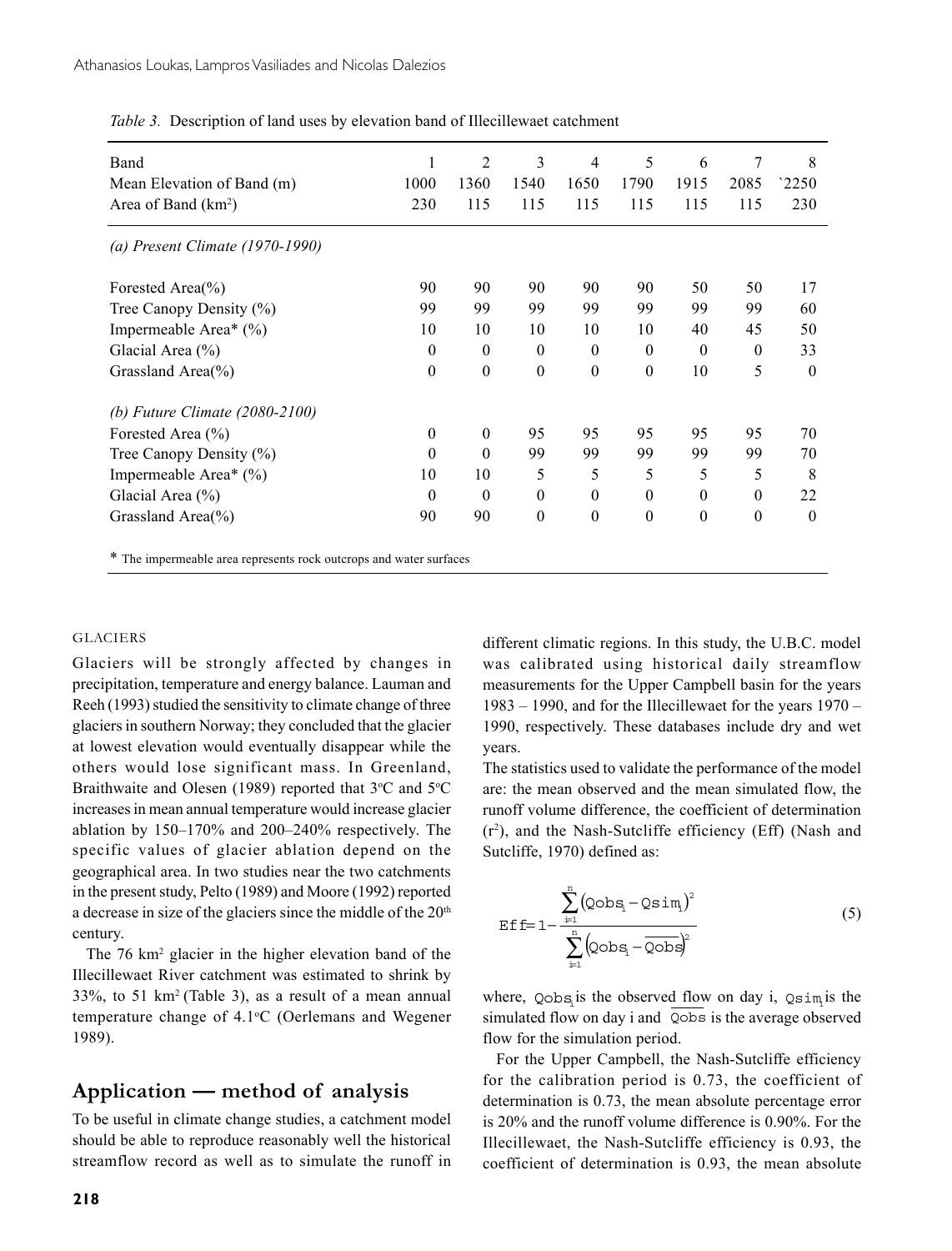*Table 3.* Description of land uses by elevation band of Illecillewaet catchment

| Band | 1 | 2 | 3 | 4 | 5 | 6 | 7 | 8 |
|---|---|---|---|---|---|---|---|---|
| Mean Elevation of Band (m) | 1000 | 1360 | 1540 | 1650 | 1790 | 1915 | 2085 | `2250 |
| Area of Band (km²) | 230 | 115 | 115 | 115 | 115 | 115 | 115 | 230 |
| *(a) Present Climate (1970-1990)* | | | | | | | | |
| Forested Area(%) | 90 | 90 | 90 | 90 | 90 | 50 | 50 | 17 |
| Tree Canopy Density (%) | 99 | 99 | 99 | 99 | 99 | 99 | 99 | 60 |
| Impermeable Area* (%) | 10 | 10 | 10 | 10 | 10 | 40 | 45 | 50 |
| Glacial Area (%) | 0 | 0 | 0 | 0 | 0 | 0 | 0 | 33 |
| Grassland Area(%) | 0 | 0 | 0 | 0 | 0 | 10 | 5 | 0 |
| *(b) Future Climate (2080-2100)* | | | | | | | | |
| Forested Area (%) | 0 | 0 | 95 | 95 | 95 | 95 | 95 | 70 |
| Tree Canopy Density (%) | 0 | 0 | 99 | 99 | 99 | 99 | 99 | 70 |
| Impermeable Area* (%) | 10 | 10 | 5 | 5 | 5 | 5 | 5 | 8 |
| Glacial Area (%) | 0 | 0 | 0 | 0 | 0 | 0 | 0 | 22 |
| Grassland Area(%) | 90 | 90 | 0 | 0 | 0 | 0 | 0 | 0 |

\* The impermeable area represents rock outcrops and water surfaces

#### GLACIERS

Glaciers will be strongly affected by changes in precipitation, temperature and energy balance. Lauman and Reeh (1993) studied the sensitivity to climate change of three glaciers in southern Norway; they concluded that the glacier at lowest elevation would eventually disappear while the others would lose significant mass. In Greenland, Braithwaite and Olesen (1989) reported that 3°C and 5°C increases in mean annual temperature would increase glacier ablation by 150–170% and 200–240% respectively. The specific values of glacier ablation depend on the geographical area. In two studies near the two catchments in the present study, Pelto (1989) and Moore (1992) reported a decrease in size of the glaciers since the middle of the 20th century.

The 76 km² glacier in the higher elevation band of the Illecillewaet River catchment was estimated to shrink by 33%, to 51 km² (Table 3), as a result of a mean annual temperature change of 4.1°C (Oerlemans and Wegener 1989).

## Application — method of analysis

To be useful in climate change studies, a catchment model should be able to reproduce reasonably well the historical streamflow record as well as to simulate the runoff in different climatic regions. In this study, the U.B.C. model was calibrated using historical daily streamflow measurements for the Upper Campbell basin for the years 1983 – 1990, and for the Illecillewaet for the years 1970 – 1990, respectively. These databases include dry and wet years.

The statistics used to validate the performance of the model are: the mean observed and the mean simulated flow, the runoff volume difference, the coefficient of determination ($r^2$), and the Nash-Sutcliffe efficiency (Eff) (Nash and Sutcliffe, 1970) defined as:

$$\mathrm{Eff} = 1 - \frac{\sum_{i=1}^{n}\left(Qobs_i - Qsim_i\right)^2}{\sum_{i=1}^{n}\left(Qobs_i - \overline{Qobs}\right)^2} \qquad (5)$$

where, $Qobs_i$ is the observed flow on day i, $Qsim_i$ is the simulated flow on day i and $\overline{Qobs}$ is the average observed flow for the simulation period.

For the Upper Campbell, the Nash-Sutcliffe efficiency for the calibration period is 0.73, the coefficient of determination is 0.73, the mean absolute percentage error is 20% and the runoff volume difference is 0.90%. For the Illecillewaet, the Nash-Sutcliffe efficiency is 0.93, the coefficient of determination is 0.93, the mean absolute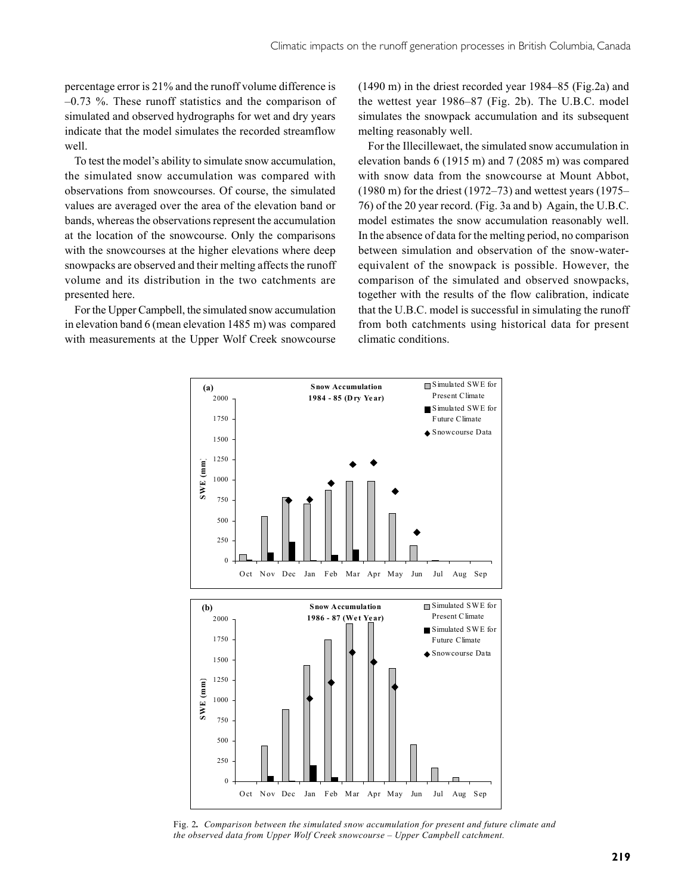percentage error is 21% and the runoff volume difference is –0.73 %. These runoff statistics and the comparison of simulated and observed hydrographs for wet and dry years indicate that the model simulates the recorded streamflow well.

To test the model's ability to simulate snow accumulation, the simulated snow accumulation was compared with observations from snowcourses. Of course, the simulated values are averaged over the area of the elevation band or bands, whereas the observations represent the accumulation at the location of the snowcourse. Only the comparisons with the snowcourses at the higher elevations where deep snowpacks are observed and their melting affects the runoff volume and its distribution in the two catchments are presented here.

For the Upper Campbell, the simulated snow accumulation in elevation band 6 (mean elevation 1485 m) was compared with measurements at the Upper Wolf Creek snowcourse (1490 m) in the driest recorded year 1984–85 (Fig.2a) and the wettest year 1986–87 (Fig. 2b). The U.B.C. model simulates the snowpack accumulation and its subsequent melting reasonably well.

For the Illecillewaet, the simulated snow accumulation in elevation bands 6 (1915 m) and 7 (2085 m) was compared with snow data from the snowcourse at Mount Abbot, (1980 m) for the driest (1972–73) and wettest years (1975–76) of the 20 year record. (Fig. 3a and b) Again, the U.B.C. model estimates the snow accumulation reasonably well. In the absence of data for the melting period, no comparison between simulation and observation of the snow-water-equivalent of the snowpack is possible. However, the comparison of the simulated and observed snowpacks, together with the results of the flow calibration, indicate that the U.B.C. model is successful in simulating the runoff from both catchments using historical data for present climatic conditions.

(a)
Snow Accumulation
1984 - 85 (Dry Year)
Simulated SWE for Present Climate
Simulated SWE for Future Climate
Snowcourse Data
SWE (mm)
2000
1750
1500
1250
1000
750
500
250
0
Oct Nov Dec Jan Feb Mar Apr May Jun Jul Aug Sep

(b)
Snow Accumulation
1986 - 87 (Wet Year)
Simulated SWE for Present Climate
Simulated SWE for Future Climate
Snowcourse Data
SWE (mm)
2000
1750
1500
1250
1000
750
500
250
0
Oct Nov Dec Jan Feb Mar Apr May Jun Jul Aug Sep

Fig. 2. *Comparison between the simulated snow accumulation for present and future climate and the observed data from Upper Wolf Creek snowcourse – Upper Campbell catchment.*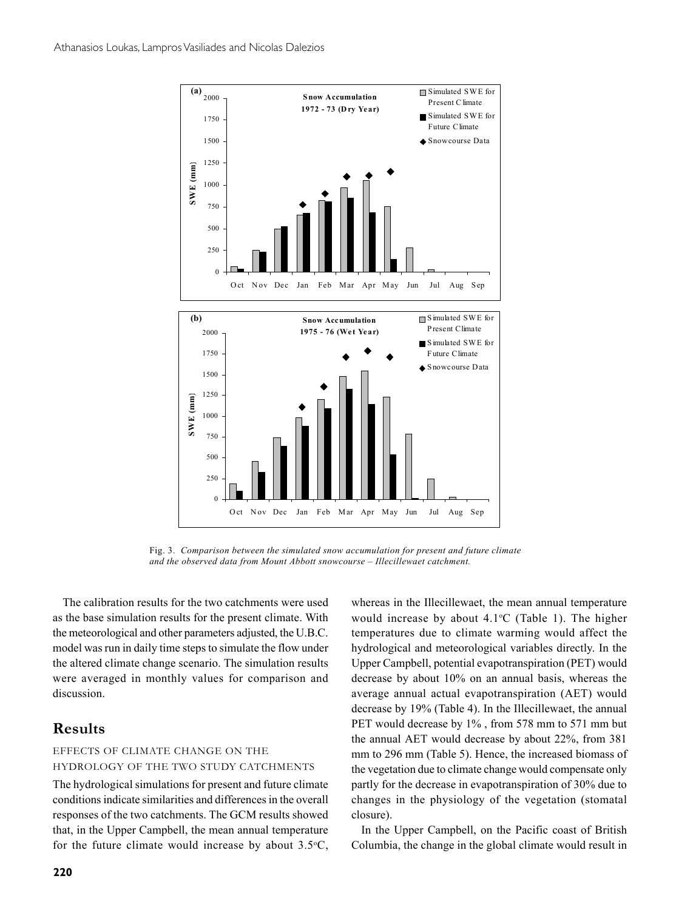Fig. 3. *Comparison between the simulated snow accumulation for present and future climate and the observed data from Mount Abbott snowcourse – Illecillewaet catchment.*

The calibration results for the two catchments were used as the base simulation results for the present climate. With the meteorological and other parameters adjusted, the U.B.C. model was run in daily time steps to simulate the flow under the altered climate change scenario. The simulation results were averaged in monthly values for comparison and discussion.

## Results

### EFFECTS OF CLIMATE CHANGE ON THE HYDROLOGY OF THE TWO STUDY CATCHMENTS

The hydrological simulations for present and future climate conditions indicate similarities and differences in the overall responses of the two catchments. The GCM results showed that, in the Upper Campbell, the mean annual temperature for the future climate would increase by about 3.5°C, whereas in the Illecillewaet, the mean annual temperature would increase by about 4.1°C (Table 1). The higher temperatures due to climate warming would affect the hydrological and meteorological variables directly. In the Upper Campbell, potential evapotranspiration (PET) would decrease by about 10% on an annual basis, whereas the average annual actual evapotranspiration (AET) would decrease by 19% (Table 4). In the Illecillewaet, the annual PET would decrease by 1%, from 578 mm to 571 mm but the annual AET would decrease by about 22%, from 381 mm to 296 mm (Table 5). Hence, the increased biomass of the vegetation due to climate change would compensate only partly for the decrease in evapotranspiration of 30% due to changes in the physiology of the vegetation (stomatal closure).

In the Upper Campbell, on the Pacific coast of British Columbia, the change in the global climate would result in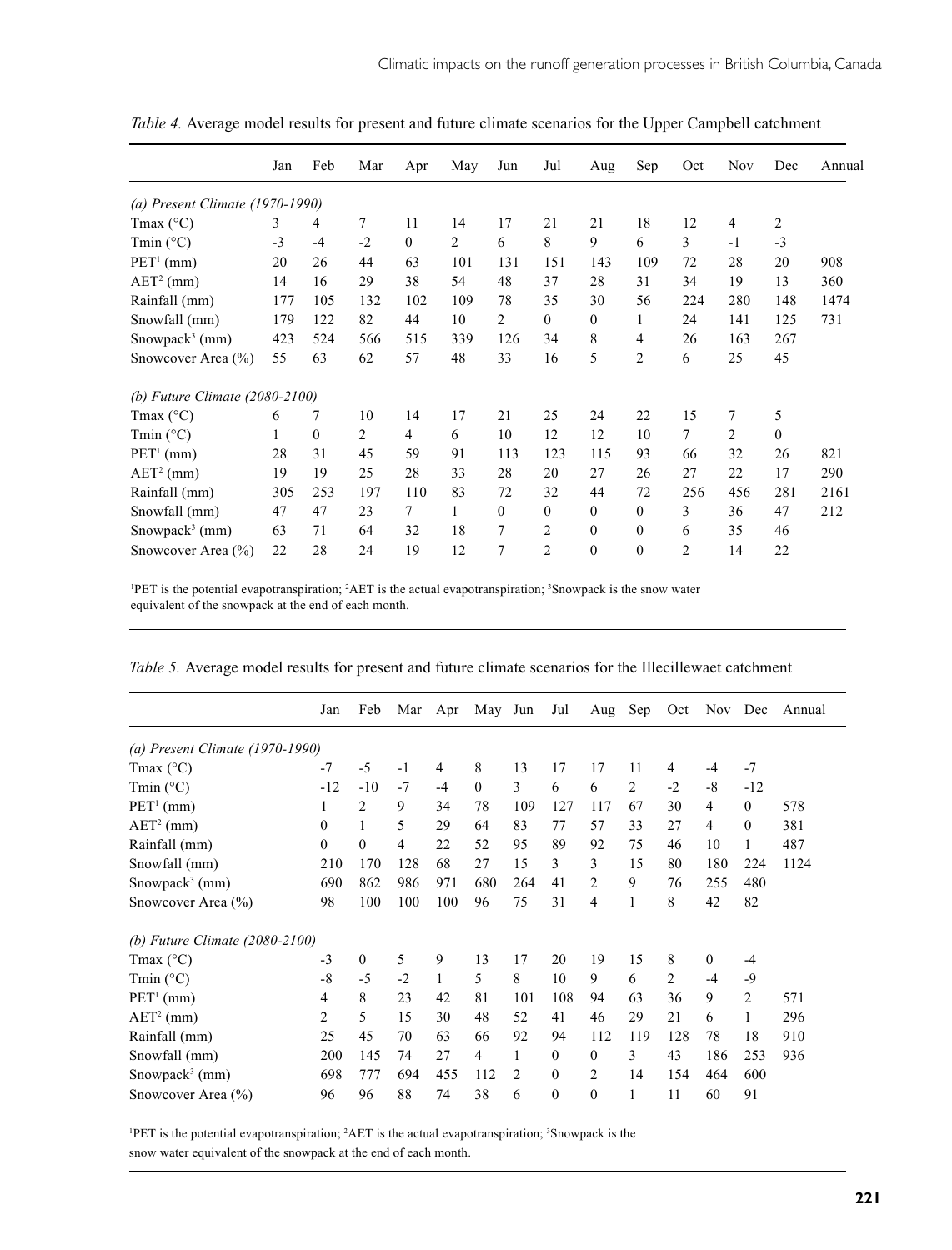*Table 4.* Average model results for present and future climate scenarios for the Upper Campbell catchment

| | Jan | Feb | Mar | Apr | May | Jun | Jul | Aug | Sep | Oct | Nov | Dec | Annual |
|---|---|---|---|---|---|---|---|---|---|---|---|---|---|
| *(a) Present Climate (1970-1990)* | | | | | | | | | | | | | |
| Tmax (°C) | 3 | 4 | 7 | 11 | 14 | 17 | 21 | 21 | 18 | 12 | 4 | 2 | |
| Tmin (°C) | -3 | -4 | -2 | 0 | 2 | 6 | 8 | 9 | 6 | 3 | -1 | -3 | |
| PET[1] (mm) | 20 | 26 | 44 | 63 | 101 | 131 | 151 | 143 | 109 | 72 | 28 | 20 | 908 |
| AET[2] (mm) | 14 | 16 | 29 | 38 | 54 | 48 | 37 | 28 | 31 | 34 | 19 | 13 | 360 |
| Rainfall (mm) | 177 | 105 | 132 | 102 | 109 | 78 | 35 | 30 | 56 | 224 | 280 | 148 | 1474 |
| Snowfall (mm) | 179 | 122 | 82 | 44 | 10 | 2 | 0 | 0 | 1 | 24 | 141 | 125 | 731 |
| Snowpack[3] (mm) | 423 | 524 | 566 | 515 | 339 | 126 | 34 | 8 | 4 | 26 | 163 | 267 | |
| Snowcover Area (%) | 55 | 63 | 62 | 57 | 48 | 33 | 16 | 5 | 2 | 6 | 25 | 45 | |
| *(b) Future Climate (2080-2100)* | | | | | | | | | | | | | |
| Tmax (°C) | 6 | 7 | 10 | 14 | 17 | 21 | 25 | 24 | 22 | 15 | 7 | 5 | |
| Tmin (°C) | 1 | 0 | 2 | 4 | 6 | 10 | 12 | 12 | 10 | 7 | 2 | 0 | |
| PET[1] (mm) | 28 | 31 | 45 | 59 | 91 | 113 | 123 | 115 | 93 | 66 | 32 | 26 | 821 |
| AET[2] (mm) | 19 | 19 | 25 | 28 | 33 | 28 | 20 | 27 | 26 | 27 | 22 | 17 | 290 |
| Rainfall (mm) | 305 | 253 | 197 | 110 | 83 | 72 | 32 | 44 | 72 | 256 | 456 | 281 | 2161 |
| Snowfall (mm) | 47 | 47 | 23 | 7 | 1 | 0 | 0 | 0 | 0 | 3 | 36 | 47 | 212 |
| Snowpack[3] (mm) | 63 | 71 | 64 | 32 | 18 | 7 | 2 | 0 | 0 | 6 | 35 | 46 | |
| Snowcover Area (%) | 22 | 28 | 24 | 19 | 12 | 7 | 2 | 0 | 0 | 2 | 14 | 22 | |

[1]PET is the potential evapotranspiration; [2]AET is the actual evapotranspiration; [3]Snowpack is the snow water equivalent of the snowpack at the end of each month.

*Table 5.* Average model results for present and future climate scenarios for the Illecillewaet catchment

| | Jan | Feb | Mar | Apr | May | Jun | Jul | Aug | Sep | Oct | Nov | Dec | Annual |
|---|---|---|---|---|---|---|---|---|---|---|---|---|---|
| *(a) Present Climate (1970-1990)* | | | | | | | | | | | | | |
| Tmax (°C) | -7 | -5 | -1 | 4 | 8 | 13 | 17 | 17 | 11 | 4 | -4 | -7 | |
| Tmin (°C) | -12 | -10 | -7 | -4 | 0 | 3 | 6 | 6 | 2 | -2 | -8 | -12 | |
| PET[1] (mm) | 1 | 2 | 9 | 34 | 78 | 109 | 127 | 117 | 67 | 30 | 4 | 0 | 578 |
| AET[2] (mm) | 0 | 1 | 5 | 29 | 64 | 83 | 77 | 57 | 33 | 27 | 4 | 0 | 381 |
| Rainfall (mm) | 0 | 0 | 4 | 22 | 52 | 95 | 89 | 92 | 75 | 46 | 10 | 1 | 487 |
| Snowfall (mm) | 210 | 170 | 128 | 68 | 27 | 15 | 3 | 3 | 15 | 80 | 180 | 224 | 1124 |
| Snowpack[3] (mm) | 690 | 862 | 986 | 971 | 680 | 264 | 41 | 2 | 9 | 76 | 255 | 480 | |
| Snowcover Area (%) | 98 | 100 | 100 | 100 | 96 | 75 | 31 | 4 | 1 | 8 | 42 | 82 | |
| *(b) Future Climate (2080-2100)* | | | | | | | | | | | | | |
| Tmax (°C) | -3 | 0 | 5 | 9 | 13 | 17 | 20 | 19 | 15 | 8 | 0 | -4 | |
| Tmin (°C) | -8 | -5 | -2 | 1 | 5 | 8 | 10 | 9 | 6 | 2 | -4 | -9 | |
| PET[1] (mm) | 4 | 8 | 23 | 42 | 81 | 101 | 108 | 94 | 63 | 36 | 9 | 2 | 571 |
| AET[2] (mm) | 2 | 5 | 15 | 30 | 48 | 52 | 41 | 46 | 29 | 21 | 6 | 1 | 296 |
| Rainfall (mm) | 25 | 45 | 70 | 63 | 66 | 92 | 94 | 112 | 119 | 128 | 78 | 18 | 910 |
| Snowfall (mm) | 200 | 145 | 74 | 27 | 4 | 1 | 0 | 0 | 3 | 43 | 186 | 253 | 936 |
| Snowpack[3] (mm) | 698 | 777 | 694 | 455 | 112 | 2 | 0 | 2 | 14 | 154 | 464 | 600 | |
| Snowcover Area (%) | 96 | 96 | 88 | 74 | 38 | 6 | 0 | 0 | 1 | 11 | 60 | 91 | |

[1]PET is the potential evapotranspiration; [2]AET is the actual evapotranspiration; [3]Snowpack is the snow water equivalent of the snowpack at the end of each month.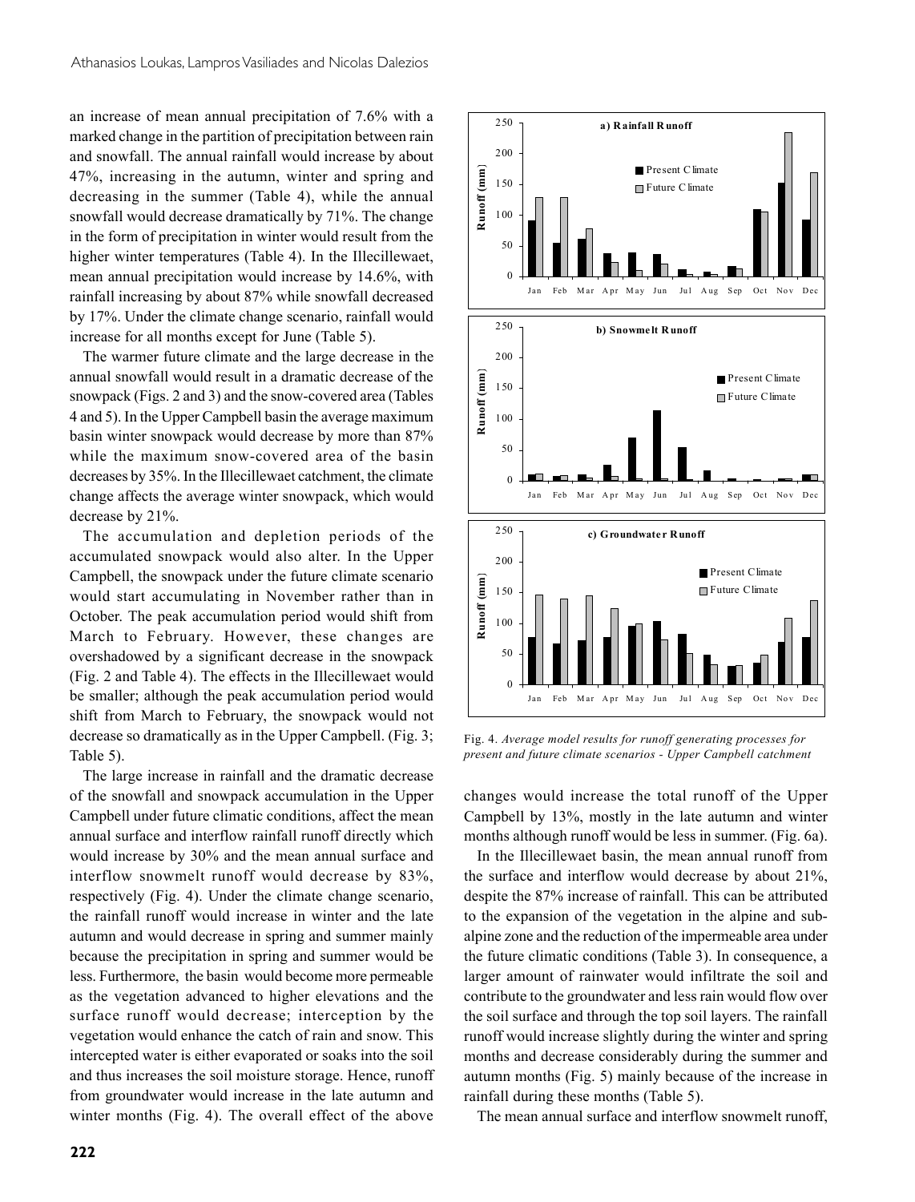an increase of mean annual precipitation of 7.6% with a marked change in the partition of precipitation between rain and snowfall. The annual rainfall would increase by about 47%, increasing in the autumn, winter and spring and decreasing in the summer (Table 4), while the annual snowfall would decrease dramatically by 71%. The change in the form of precipitation in winter would result from the higher winter temperatures (Table 4). In the Illecillewaet, mean annual precipitation would increase by 14.6%, with rainfall increasing by about 87% while snowfall decreased by 17%. Under the climate change scenario, rainfall would increase for all months except for June (Table 5).

The warmer future climate and the large decrease in the annual snowfall would result in a dramatic decrease of the snowpack (Figs. 2 and 3) and the snow-covered area (Tables 4 and 5). In the Upper Campbell basin the average maximum basin winter snowpack would decrease by more than 87% while the maximum snow-covered area of the basin decreases by 35%. In the Illecillewaet catchment, the climate change affects the average winter snowpack, which would decrease by 21%.

The accumulation and depletion periods of the accumulated snowpack would also alter. In the Upper Campbell, the snowpack under the future climate scenario would start accumulating in November rather than in October. The peak accumulation period would shift from March to February. However, these changes are overshadowed by a significant decrease in the snowpack (Fig. 2 and Table 4). The effects in the Illecillewaet would be smaller; although the peak accumulation period would shift from March to February, the snowpack would not decrease so dramatically as in the Upper Campbell. (Fig. 3; Table 5).

The large increase in rainfall and the dramatic decrease of the snowfall and snowpack accumulation in the Upper Campbell under future climatic conditions, affect the mean annual surface and interflow rainfall runoff directly which would increase by 30% and the mean annual surface and interflow snowmelt runoff would decrease by 83%, respectively (Fig. 4). Under the climate change scenario, the rainfall runoff would increase in winter and the late autumn and would decrease in spring and summer mainly because the precipitation in spring and summer would be less. Furthermore, the basin would become more permeable as the vegetation advanced to higher elevations and the surface runoff would decrease; interception by the vegetation would enhance the catch of rain and snow. This intercepted water is either evaporated or soaks into the soil and thus increases the soil moisture storage. Hence, runoff from groundwater would increase in the late autumn and winter months (Fig. 4). The overall effect of the above

a) Rainfall Runoff
Runoff (mm)
Present Climate
Future Climate
0
50
100
150
200
250
Jan Feb Mar Apr May Jun Jul Aug Sep Oct Nov Dec

b) Snowmelt Runoff
Runoff (mm)
Present Climate
Future Climate
0
50
100
150
200
250
Jan Feb Mar Apr May Jun Jul Aug Sep Oct Nov Dec

c) Groundwater Runoff
Runoff (mm)
Present Climate
Future Climate
0
50
100
150
200
250
Jan Feb Mar Apr May Jun Jul Aug Sep Oct Nov Dec

Fig. 4. *Average model results for runoff generating processes for present and future climate scenarios - Upper Campbell catchment*

changes would increase the total runoff of the Upper Campbell by 13%, mostly in the late autumn and winter months although runoff would be less in summer. (Fig. 6a).

In the Illecillewaet basin, the mean annual runoff from the surface and interflow would decrease by about 21%, despite the 87% increase of rainfall. This can be attributed to the expansion of the vegetation in the alpine and sub-alpine zone and the reduction of the impermeable area under the future climatic conditions (Table 3). In consequence, a larger amount of rainwater would infiltrate the soil and contribute to the groundwater and less rain would flow over the soil surface and through the top soil layers. The rainfall runoff would increase slightly during the winter and spring months and decrease considerably during the summer and autumn months (Fig. 5) mainly because of the increase in rainfall during these months (Table 5).

The mean annual surface and interflow snowmelt runoff,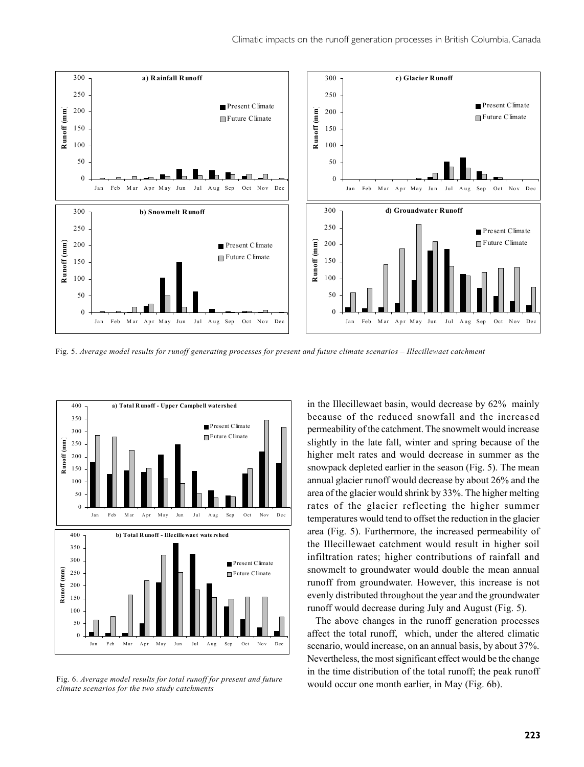a) Rainfall Runoff

Runoff (mm)

300
250
200
150
100
50
0

Present Climate
Future Climate

Jan Feb Mar Apr May Jun Jul Aug Sep Oct Nov Dec

c) Glacier Runoff

Runoff (mm)

300
250
200
150
100
50
0

Present Climate
Future Climate

Jan Feb Mar Apr May Jun Jul Aug Sep Oct Nov Dec

b) Snowmelt Runoff

Runoff (mm)

300
250
200
150
100
50
0

Present Climate
Future Climate

Jan Feb Mar Apr May Jun Jul Aug Sep Oct Nov Dec

d) Groundwater Runoff

Runoff (mm)

300
250
200
150
100
50
0

Present Climate
Future Climate

Jan Feb Mar Apr May Jun Jul Aug Sep Oct Nov Dec

Fig. 5. *Average model results for runoff generating processes for present and future climate scenarios – Illecillewaet catchment*

a) Total Runoff - Upper Campbell watershed

Runoff (mm)

400
350
300
250
200
150
100
50
0

Present Climate
Future Climate

Jan Feb Mar Apr May Jun Jul Aug Sep Oct Nov Dec

b) Total Runoff - Illecillewaet watershed

Runoff (mm)

400
350
300
250
200
150
100
50
0

Present Climate
Future Climate

Jan Feb Mar Apr May Jun Jul Aug Sep Oct Nov Dec

Fig. 6. *Average model results for total runoff for present and future climate scenarios for the two study catchments*

in the Illecillewaet basin, would decrease by 62% mainly because of the reduced snowfall and the increased permeability of the catchment. The snowmelt would increase slightly in the late fall, winter and spring because of the higher melt rates and would decrease in summer as the snowpack depleted earlier in the season (Fig. 5). The mean annual glacier runoff would decrease by about 26% and the area of the glacier would shrink by 33%. The higher melting rates of the glacier reflecting the higher summer temperatures would tend to offset the reduction in the glacier area (Fig. 5). Furthermore, the increased permeability of the Illecillewaet catchment would result in higher soil infiltration rates; higher contributions of rainfall and snowmelt to groundwater would double the mean annual runoff from groundwater. However, this increase is not evenly distributed throughout the year and the groundwater runoff would decrease during July and August (Fig. 5).

The above changes in the runoff generation processes affect the total runoff, which, under the altered climatic scenario, would increase, on an annual basis, by about 37%. Nevertheless, the most significant effect would be the change in the time distribution of the total runoff; the peak runoff would occur one month earlier, in May (Fig. 6b).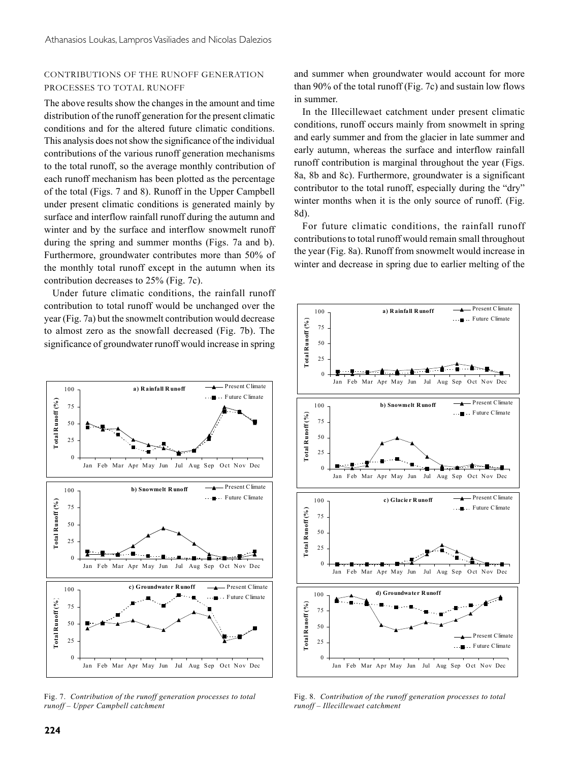## CONTRIBUTIONS OF THE RUNOFF GENERATION PROCESSES TO TOTAL RUNOFF

The above results show the changes in the amount and time distribution of the runoff generation for the present climatic conditions and for the altered future climatic conditions. This analysis does not show the significance of the individual contributions of the various runoff generation mechanisms to the total runoff, so the average monthly contribution of each runoff mechanism has been plotted as the percentage of the total (Figs. 7 and 8). Runoff in the Upper Campbell under present climatic conditions is generated mainly by surface and interflow rainfall runoff during the autumn and winter and by the surface and interflow snowmelt runoff during the spring and summer months (Figs. 7a and b). Furthermore, groundwater contributes more than 50% of the monthly total runoff except in the autumn when its contribution decreases to 25% (Fig. 7c).

Under future climatic conditions, the rainfall runoff contribution to total runoff would be unchanged over the year (Fig. 7a) but the snowmelt contribution would decrease to almost zero as the snowfall decreased (Fig. 7b). The significance of groundwater runoff would increase in spring and summer when groundwater would account for more than 90% of the total runoff (Fig. 7c) and sustain low flows in summer.

In the Illecillewaet catchment under present climatic conditions, runoff occurs mainly from snowmelt in spring and early summer and from the glacier in late summer and early autumn, whereas the surface and interflow rainfall runoff contribution is marginal throughout the year (Figs. 8a, 8b and 8c). Furthermore, groundwater is a significant contributor to the total runoff, especially during the "dry" winter months when it is the only source of runoff. (Fig. 8d).

For future climatic conditions, the rainfall runoff contributions to total runoff would remain small throughout the year (Fig. 8a). Runoff from snowmelt would increase in winter and decrease in spring due to earlier melting of the

a) Rainfall Runoff
b) Snowmelt Runoff
c) Groundwater Runoff
Present Climate
Future Climate
Total Runoff (%)
0 25 50 75 100
Jan Feb Mar Apr May Jun Jul Aug Sep Oct Nov Dec

Fig. 7. *Contribution of the runoff generation processes to total runoff – Upper Campbell catchment*

a) Rainfall Runoff
b) Snowmelt Runoff
c) Glacier Runoff
d) Groundwater Runoff
Present Climate
Future Climate
Total Runoff (%)
0 25 50 75 100
Jan Feb Mar Apr May Jun Jul Aug Sep Oct Nov Dec

Fig. 8. *Contribution of the runoff generation processes to total runoff – Illecillewaet catchment*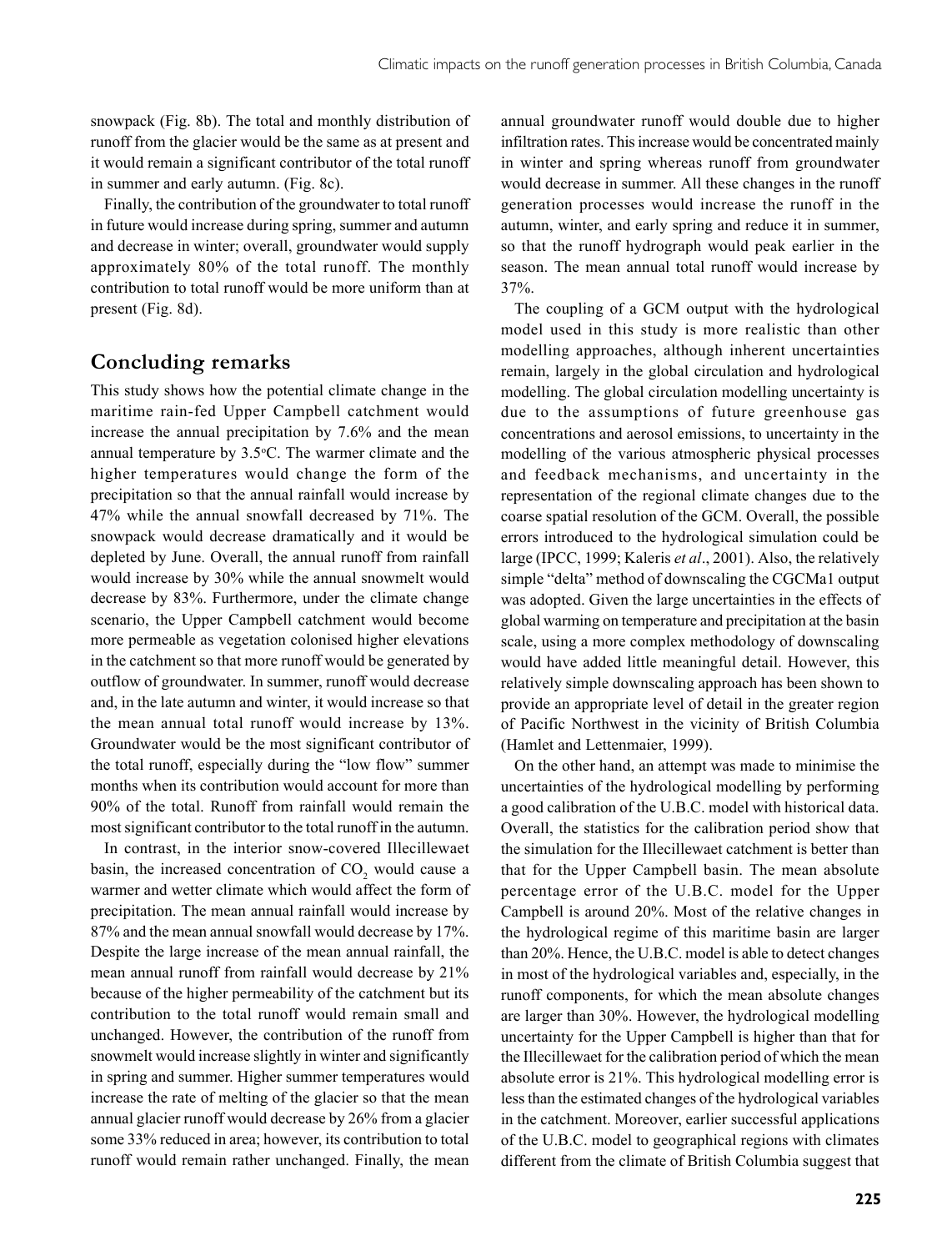snowpack (Fig. 8b). The total and monthly distribution of runoff from the glacier would be the same as at present and it would remain a significant contributor of the total runoff in summer and early autumn. (Fig. 8c).

Finally, the contribution of the groundwater to total runoff in future would increase during spring, summer and autumn and decrease in winter; overall, groundwater would supply approximately 80% of the total runoff. The monthly contribution to total runoff would be more uniform than at present (Fig. 8d).

## Concluding remarks

This study shows how the potential climate change in the maritime rain-fed Upper Campbell catchment would increase the annual precipitation by 7.6% and the mean annual temperature by 3.5°C. The warmer climate and the higher temperatures would change the form of the precipitation so that the annual rainfall would increase by 47% while the annual snowfall decreased by 71%. The snowpack would decrease dramatically and it would be depleted by June. Overall, the annual runoff from rainfall would increase by 30% while the annual snowmelt would decrease by 83%. Furthermore, under the climate change scenario, the Upper Campbell catchment would become more permeable as vegetation colonised higher elevations in the catchment so that more runoff would be generated by outflow of groundwater. In summer, runoff would decrease and, in the late autumn and winter, it would increase so that the mean annual total runoff would increase by 13%. Groundwater would be the most significant contributor of the total runoff, especially during the "low flow" summer months when its contribution would account for more than 90% of the total. Runoff from rainfall would remain the most significant contributor to the total runoff in the autumn.

In contrast, in the interior snow-covered Illecillewaet basin, the increased concentration of $CO_2$ would cause a warmer and wetter climate which would affect the form of precipitation. The mean annual rainfall would increase by 87% and the mean annual snowfall would decrease by 17%. Despite the large increase of the mean annual rainfall, the mean annual runoff from rainfall would decrease by 21% because of the higher permeability of the catchment but its contribution to the total runoff would remain small and unchanged. However, the contribution of the runoff from snowmelt would increase slightly in winter and significantly in spring and summer. Higher summer temperatures would increase the rate of melting of the glacier so that the mean annual glacier runoff would decrease by 26% from a glacier some 33% reduced in area; however, its contribution to total runoff would remain rather unchanged. Finally, the mean annual groundwater runoff would double due to higher infiltration rates. This increase would be concentrated mainly in winter and spring whereas runoff from groundwater would decrease in summer. All these changes in the runoff generation processes would increase the runoff in the autumn, winter, and early spring and reduce it in summer, so that the runoff hydrograph would peak earlier in the season. The mean annual total runoff would increase by 37%.

The coupling of a GCM output with the hydrological model used in this study is more realistic than other modelling approaches, although inherent uncertainties remain, largely in the global circulation and hydrological modelling. The global circulation modelling uncertainty is due to the assumptions of future greenhouse gas concentrations and aerosol emissions, to uncertainty in the modelling of the various atmospheric physical processes and feedback mechanisms, and uncertainty in the representation of the regional climate changes due to the coarse spatial resolution of the GCM. Overall, the possible errors introduced to the hydrological simulation could be large (IPCC, 1999; Kaleris *et al*., 2001). Also, the relatively simple "delta" method of downscaling the CGCMa1 output was adopted. Given the large uncertainties in the effects of global warming on temperature and precipitation at the basin scale, using a more complex methodology of downscaling would have added little meaningful detail. However, this relatively simple downscaling approach has been shown to provide an appropriate level of detail in the greater region of Pacific Northwest in the vicinity of British Columbia (Hamlet and Lettenmaier, 1999).

On the other hand, an attempt was made to minimise the uncertainties of the hydrological modelling by performing a good calibration of the U.B.C. model with historical data. Overall, the statistics for the calibration period show that the simulation for the Illecillewaet catchment is better than that for the Upper Campbell basin. The mean absolute percentage error of the U.B.C. model for the Upper Campbell is around 20%. Most of the relative changes in the hydrological regime of this maritime basin are larger than 20%. Hence, the U.B.C. model is able to detect changes in most of the hydrological variables and, especially, in the runoff components, for which the mean absolute changes are larger than 30%. However, the hydrological modelling uncertainty for the Upper Campbell is higher than that for the Illecillewaet for the calibration period of which the mean absolute error is 21%. This hydrological modelling error is less than the estimated changes of the hydrological variables in the catchment. Moreover, earlier successful applications of the U.B.C. model to geographical regions with climates different from the climate of British Columbia suggest that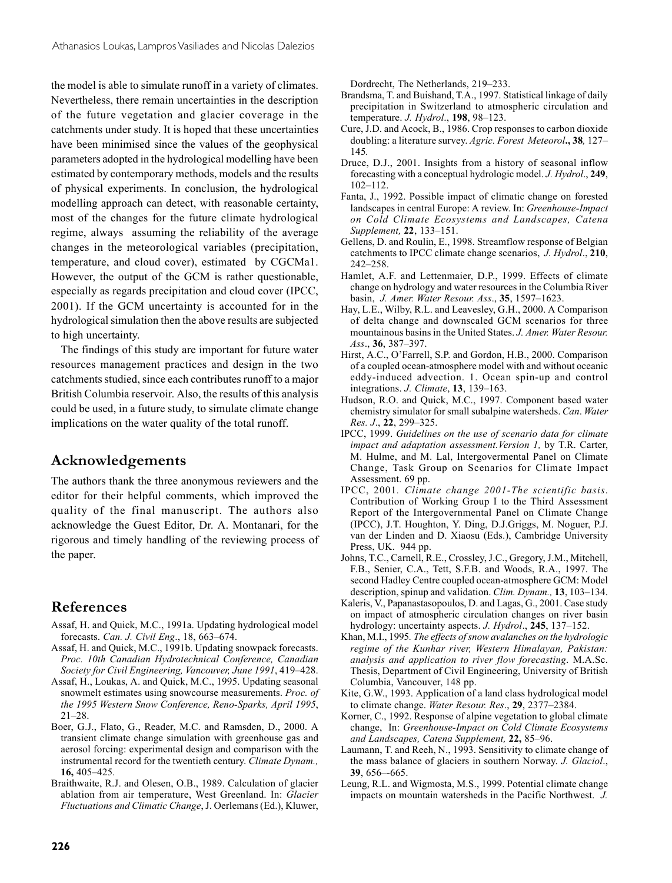the model is able to simulate runoff in a variety of climates. Nevertheless, there remain uncertainties in the description of the future vegetation and glacier coverage in the catchments under study. It is hoped that these uncertainties have been minimised since the values of the geophysical parameters adopted in the hydrological modelling have been estimated by contemporary methods, models and the results of physical experiments. In conclusion, the hydrological modelling approach can detect, with reasonable certainty, most of the changes for the future climate hydrological regime, always assuming the reliability of the average changes in the meteorological variables (precipitation, temperature, and cloud cover), estimated by CGCMa1. However, the output of the GCM is rather questionable, especially as regards precipitation and cloud cover (IPCC, 2001). If the GCM uncertainty is accounted for in the hydrological simulation then the above results are subjected to high uncertainty.

The findings of this study are important for future water resources management practices and design in the two catchments studied, since each contributes runoff to a major British Columbia reservoir. Also, the results of this analysis could be used, in a future study, to simulate climate change implications on the water quality of the total runoff.

## Acknowledgements

The authors thank the three anonymous reviewers and the editor for their helpful comments, which improved the quality of the final manuscript. The authors also acknowledge the Guest Editor, Dr. A. Montanari, for the rigorous and timely handling of the reviewing process of the paper.

## References

Assaf, H. and Quick, M.C., 1991a. Updating hydrological model forecasts. *Can. J. Civil Eng*., 18, 663–674.

Assaf, H. and Quick, M.C., 1991b. Updating snowpack forecasts. *Proc. 10th Canadian Hydrotechnical Conference, Canadian Society for Civil Engineering, Vancouver, June 1991*, 419–428.

Assaf, H., Loukas, A. and Quick, M.C., 1995. Updating seasonal snowmelt estimates using snowcourse measurements. *Proc. of the 1995 Western Snow Conference, Reno-Sparks, April 1995*, 21–28.

Boer, G.J., Flato, G., Reader, M.C. and Ramsden, D., 2000. A transient climate change simulation with greenhouse gas and aerosol forcing: experimental design and comparison with the instrumental record for the twentieth century. *Climate Dynam.,* **16,** 405–425*.*

Braithwaite, R.J. and Olesen, O.B., 1989. Calculation of glacier ablation from air temperature, West Greenland. In: *Glacier Fluctuations and Climatic Change*, J. Oerlemans (Ed.), Kluwer, Dordrecht, The Netherlands, 219–233.

Brandsma, T. and Buishand, T.A., 1997. Statistical linkage of daily precipitation in Switzerland to atmospheric circulation and temperature. *J. Hydrol*., **198**, 98–123.

Cure, J.D. and Acock, B., 1986. Crop responses to carbon dioxide doubling: a literature survey. *Agric. Forest Meteorol***., 38***,* 127–145*.*

Druce, D.J., 2001. Insights from a history of seasonal inflow forecasting with a conceptual hydrologic model. *J. Hydrol*., **249**, 102–112.

Fanta, J., 1992. Possible impact of climatic change on forested landscapes in central Europe: A review. In: *Greenhouse-Impact on Cold Climate Ecosystems and Landscapes, Catena Supplement,* **22**, 133–151.

Gellens, D. and Roulin, E., 1998. Streamflow response of Belgian catchments to IPCC climate change scenarios, *J. Hydrol*., **210**, 242–258.

Hamlet, A.F. and Lettenmaier, D.P., 1999. Effects of climate change on hydrology and water resources in the Columbia River basin, *J. Amer. Water Resour. Ass*., **35**, 1597–1623.

Hay, L.E., Wilby, R.L. and Leavesley, G.H., 2000. A Comparison of delta change and downscaled GCM scenarios for three mountainous basins in the United States. *J. Amer. Water Resour. Ass*., **36**, 387–397.

Hirst, A.C., O'Farrell, S.P. and Gordon, H.B., 2000. Comparison of a coupled ocean-atmosphere model with and without oceanic eddy-induced advection. 1. Ocean spin-up and control integrations. *J. Climate*, **13**, 139–163.

Hudson, R.O. and Quick, M.C., 1997. Component based water chemistry simulator for small subalpine watersheds. *Can*. *Water Res. J*., **22**, 299–325.

IPCC, 1999. *Guidelines on the use of scenario data for climate impact and adaptation assessment.Version 1,* by T.R. Carter, M. Hulme, and M. Lal, Intergovermental Panel on Climate Change, Task Group on Scenarios for Climate Impact Assessment. 69 pp.

IPCC, 2001*. Climate change 2001-The scientific basis*. Contribution of Working Group I to the Third Assessment Report of the Intergovernmental Panel on Climate Change (IPCC), J.T. Houghton, Y. Ding, D.J.Griggs, M. Noguer, P.J. van der Linden and D. Xiaosu (Eds.), Cambridge University Press, UK. 944 pp.

Johns, T.C., Carnell, R.E., Crossley, J.C., Gregory, J.M., Mitchell, F.B., Senier, C.A., Tett, S.F.B. and Woods, R.A., 1997. The second Hadley Centre coupled ocean-atmosphere GCM: Model description, spinup and validation. *Clim. Dynam.,* **13**, 103–134.

Kaleris, V., Papanastasopoulos, D. and Lagas, G., 2001. Case study on impact of atmospheric circulation changes on river basin hydrology: uncertainty aspects. *J. Hydrol*., **245**, 137–152.

Khan, M.I., 1995*. The effects of snow avalanches on the hydrologic regime of the Kunhar river, Western Himalayan, Pakistan: analysis and application to river flow forecasting*. M.A.Sc. Thesis, Department of Civil Engineering, University of British Columbia, Vancouver, 148 pp.

Kite, G.W., 1993. Application of a land class hydrological model to climate change. *Water Resour. Res*., **29**, 2377–2384.

Korner, C., 1992. Response of alpine vegetation to global climate change, In: *Greenhouse-Impact on Cold Climate Ecosystems and Landscapes, Catena Supplement,* **22,** 85–96.

Laumann, T. and Reeh, N., 1993. Sensitivity to climate change of the mass balance of glaciers in southern Norway. *J. Glaciol*., **39**, 656–-665.

Leung, R.L. and Wigmosta, M.S., 1999. Potential climate change impacts on mountain watersheds in the Pacific Northwest. *J.*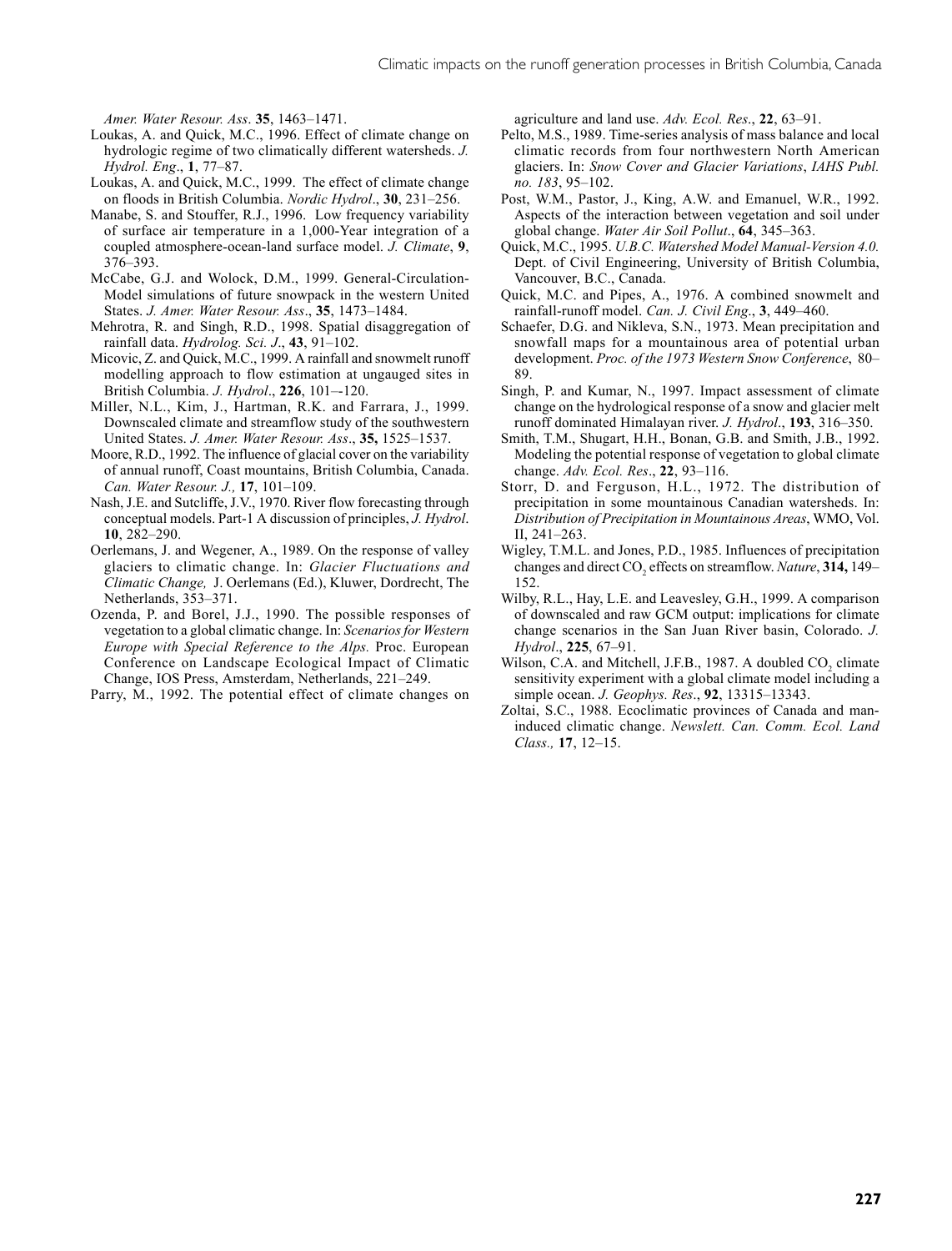*Amer. Water Resour. Ass*. **35**, 1463–1471.

Loukas, A. and Quick, M.C., 1996. Effect of climate change on hydrologic regime of two climatically different watersheds. *J. Hydrol. Eng*., **1**, 77–87.

Loukas, A. and Quick, M.C., 1999. The effect of climate change on floods in British Columbia. *Nordic Hydrol*., **30**, 231–256.

Manabe, S. and Stouffer, R.J., 1996. Low frequency variability of surface air temperature in a 1,000-Year integration of a coupled atmosphere-ocean-land surface model. *J. Climate*, **9**, 376–393.

McCabe, G.J. and Wolock, D.M., 1999. General-Circulation-Model simulations of future snowpack in the western United States. *J. Amer. Water Resour. Ass*., **35**, 1473–1484.

Mehrotra, R. and Singh, R.D., 1998. Spatial disaggregation of rainfall data. *Hydrolog. Sci. J*., **43**, 91–102.

Micovic, Z. and Quick, M.C., 1999. A rainfall and snowmelt runoff modelling approach to flow estimation at ungauged sites in British Columbia. *J. Hydrol*., **226**, 101–-120.

Miller, N.L., Kim, J., Hartman, R.K. and Farrara, J., 1999. Downscaled climate and streamflow study of the southwestern United States. *J. Amer. Water Resour. Ass*., **35,** 1525–1537.

Moore, R.D., 1992. The influence of glacial cover on the variability of annual runoff, Coast mountains, British Columbia, Canada. *Can. Water Resour. J.,* **17**, 101–109.

Nash, J.E. and Sutcliffe, J.V., 1970. River flow forecasting through conceptual models. Part-1 A discussion of principles, *J. Hydrol*. **10**, 282–290.

Oerlemans, J. and Wegener, A., 1989. On the response of valley glaciers to climatic change. In: *Glacier Fluctuations and Climatic Change,* J. Oerlemans (Ed.), Kluwer, Dordrecht, The Netherlands, 353–371.

Ozenda, P. and Borel, J.J., 1990. The possible responses of vegetation to a global climatic change. In: *Scenarios for Western Europe with Special Reference to the Alps.* Proc. European Conference on Landscape Ecological Impact of Climatic Change, IOS Press, Amsterdam, Netherlands, 221–249.

Parry, M., 1992. The potential effect of climate changes on agriculture and land use. *Adv. Ecol. Res*., **22**, 63–91.

Pelto, M.S., 1989. Time-series analysis of mass balance and local climatic records from four northwestern North American glaciers. In: *Snow Cover and Glacier Variations*, *IAHS Publ. no. 183*, 95–102.

Post, W.M., Pastor, J., King, A.W. and Emanuel, W.R., 1992. Aspects of the interaction between vegetation and soil under global change. *Water Air Soil Pollut*., **64**, 345–363.

Quick, M.C., 1995. *U.B.C. Watershed Model Manual-Version 4.0.* Dept. of Civil Engineering, University of British Columbia, Vancouver, B.C., Canada.

Quick, M.C. and Pipes, A., 1976. A combined snowmelt and rainfall-runoff model. *Can. J. Civil Eng*., **3**, 449–460.

Schaefer, D.G. and Nikleva, S.N., 1973. Mean precipitation and snowfall maps for a mountainous area of potential urban development. *Proc. of the 1973 Western Snow Conference*, 80–89.

Singh, P. and Kumar, N., 1997. Impact assessment of climate change on the hydrological response of a snow and glacier melt runoff dominated Himalayan river. *J. Hydrol*., **193**, 316–350.

Smith, T.M., Shugart, H.H., Bonan, G.B. and Smith, J.B., 1992. Modeling the potential response of vegetation to global climate change. *Adv. Ecol. Res*., **22**, 93–116.

Storr, D. and Ferguson, H.L., 1972. The distribution of precipitation in some mountainous Canadian watersheds. In: *Distribution of Precipitation in Mountainous Areas*, WMO, Vol. II, 241–263.

Wigley, T.M.L. and Jones, P.D., 1985. Influences of precipitation changes and direct $CO_2$ effects on streamflow. *Nature*, **314,** 149–152.

Wilby, R.L., Hay, L.E. and Leavesley, G.H., 1999. A comparison of downscaled and raw GCM output: implications for climate change scenarios in the San Juan River basin, Colorado. *J. Hydrol*., **225**, 67–91.

Wilson, C.A. and Mitchell, J.F.B., 1987. A doubled $CO_2$ climate sensitivity experiment with a global climate model including a simple ocean. *J. Geophys. Res*., **92**, 13315–13343.

Zoltai, S.C., 1988. Ecoclimatic provinces of Canada and man-induced climatic change. *Newslett. Can. Comm. Ecol. Land Class.,* **17**, 12–15.